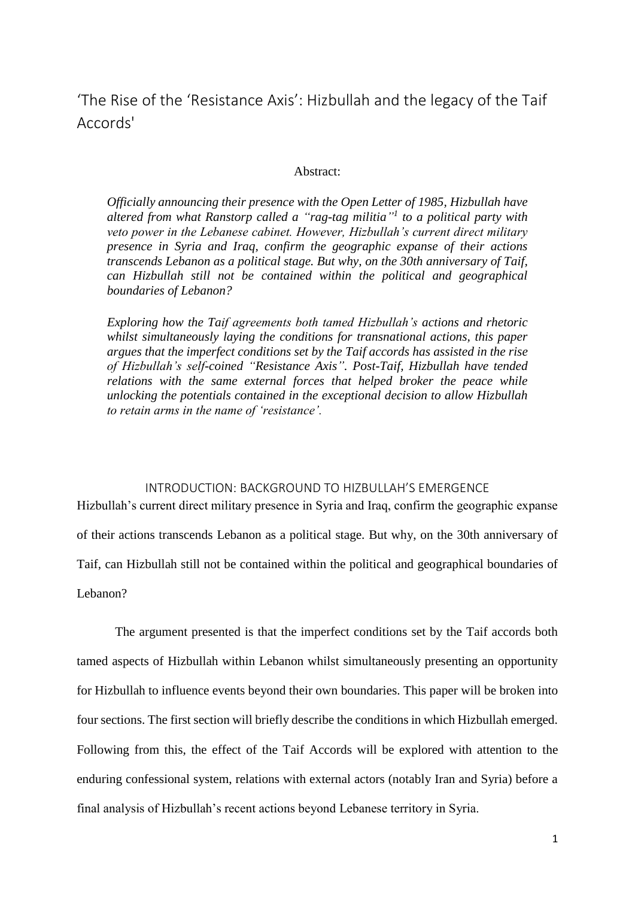# 'The Rise of the 'Resistance Axis': Hizbullah and the legacy of the Taif Accords'

Abstract:

*Officially announcing their presence with the Open Letter of 1985, Hizbullah have altered from what Ranstorp called a "rag-tag militia"[1] to a political party with veto power in the Lebanese cabinet. However, Hizbullah's current direct military presence in Syria and Iraq, confirm the geographic expanse of their actions transcends Lebanon as a political stage. But why, on the 30th anniversary of Taif, can Hizbullah still not be contained within the political and geographical boundaries of Lebanon?*

*Exploring how the Taif agreements both tamed Hizbullah's actions and rhetoric whilst simultaneously laying the conditions for transnational actions, this paper argues that the imperfect conditions set by the Taif accords has assisted in the rise of Hizbullah's self-coined "Resistance Axis". Post-Taif, Hizbullah have tended relations with the same external forces that helped broker the peace while unlocking the potentials contained in the exceptional decision to allow Hizbullah to retain arms in the name of 'resistance'.*

## INTRODUCTION: BACKGROUND TO HIZBULLAH'S EMERGENCE

Hizbullah's current direct military presence in Syria and Iraq, confirm the geographic expanse of their actions transcends Lebanon as a political stage. But why, on the 30th anniversary of Taif, can Hizbullah still not be contained within the political and geographical boundaries of Lebanon?

The argument presented is that the imperfect conditions set by the Taif accords both tamed aspects of Hizbullah within Lebanon whilst simultaneously presenting an opportunity for Hizbullah to influence events beyond their own boundaries. This paper will be broken into four sections. The first section will briefly describe the conditions in which Hizbullah emerged. Following from this, the effect of the Taif Accords will be explored with attention to the enduring confessional system, relations with external actors (notably Iran and Syria) before a final analysis of Hizbullah's recent actions beyond Lebanese territory in Syria.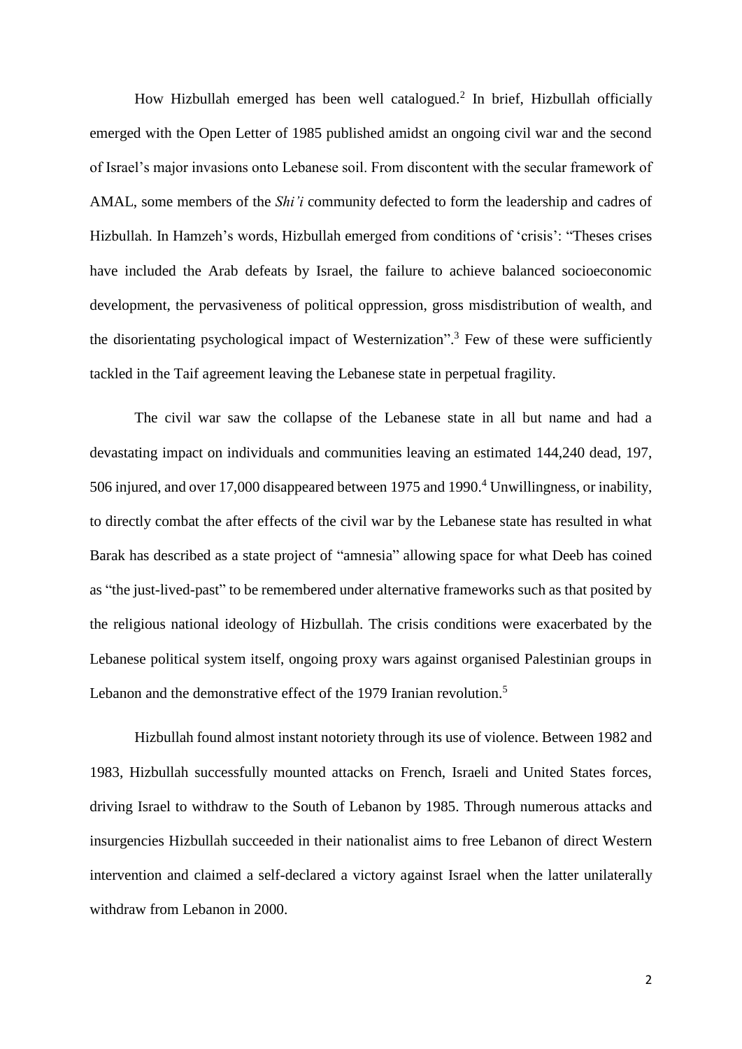How Hizbullah emerged has been well catalogued.[2] In brief, Hizbullah officially emerged with the Open Letter of 1985 published amidst an ongoing civil war and the second of Israel's major invasions onto Lebanese soil. From discontent with the secular framework of AMAL, some members of the *Shi'i* community defected to form the leadership and cadres of Hizbullah. In Hamzeh's words, Hizbullah emerged from conditions of 'crisis': "Theses crises have included the Arab defeats by Israel, the failure to achieve balanced socioeconomic development, the pervasiveness of political oppression, gross misdistribution of wealth, and the disorientating psychological impact of Westernization".[3] Few of these were sufficiently tackled in the Taif agreement leaving the Lebanese state in perpetual fragility.

The civil war saw the collapse of the Lebanese state in all but name and had a devastating impact on individuals and communities leaving an estimated 144,240 dead, 197, 506 injured, and over 17,000 disappeared between 1975 and 1990.[4] Unwillingness, or inability, to directly combat the after effects of the civil war by the Lebanese state has resulted in what Barak has described as a state project of "amnesia" allowing space for what Deeb has coined as "the just-lived-past" to be remembered under alternative frameworks such as that posited by the religious national ideology of Hizbullah. The crisis conditions were exacerbated by the Lebanese political system itself, ongoing proxy wars against organised Palestinian groups in Lebanon and the demonstrative effect of the 1979 Iranian revolution.[5]

Hizbullah found almost instant notoriety through its use of violence. Between 1982 and 1983, Hizbullah successfully mounted attacks on French, Israeli and United States forces, driving Israel to withdraw to the South of Lebanon by 1985. Through numerous attacks and insurgencies Hizbullah succeeded in their nationalist aims to free Lebanon of direct Western intervention and claimed a self-declared a victory against Israel when the latter unilaterally withdraw from Lebanon in 2000.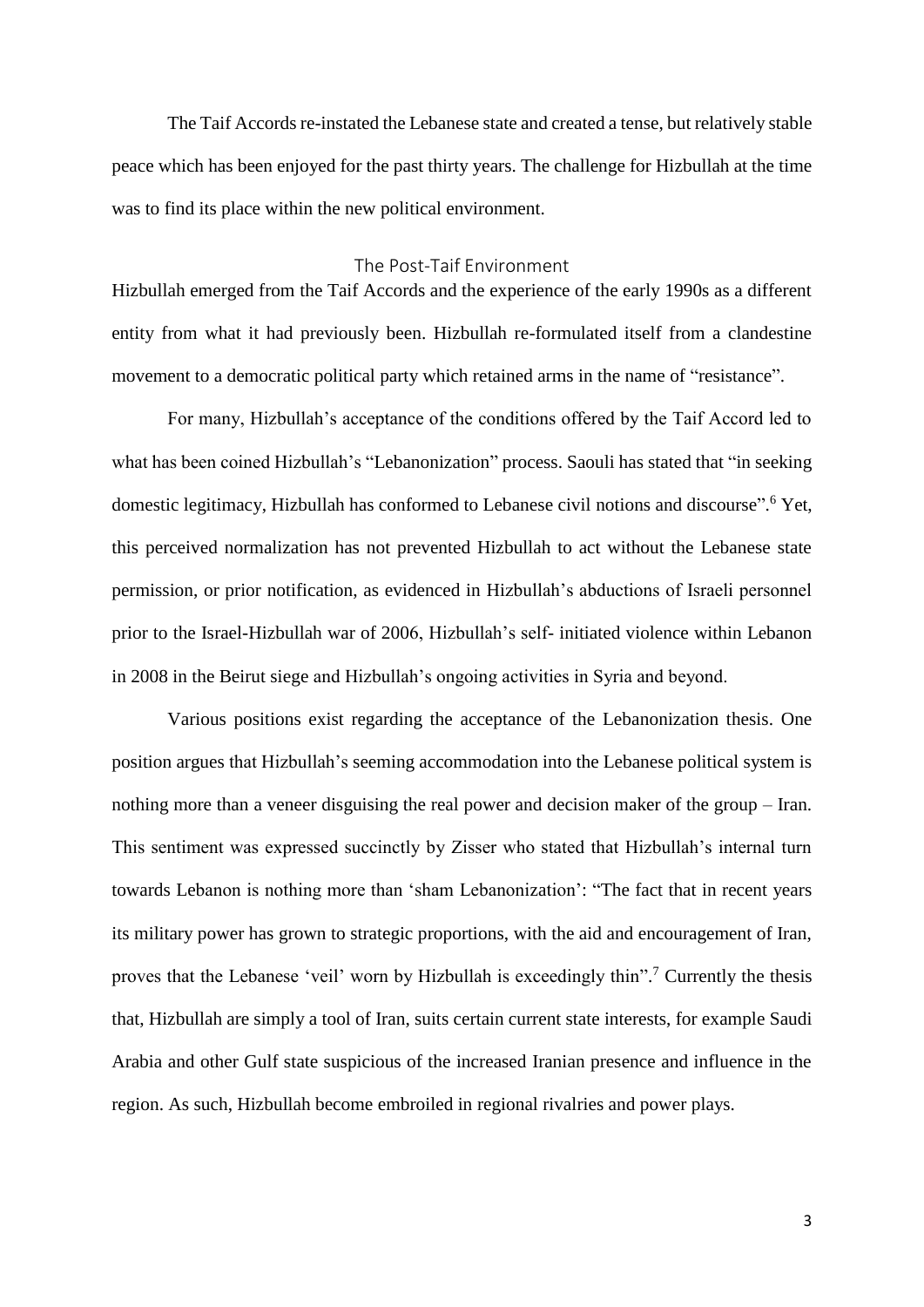The Taif Accords re-instated the Lebanese state and created a tense, but relatively stable peace which has been enjoyed for the past thirty years. The challenge for Hizbullah at the time was to find its place within the new political environment.

## The Post-Taif Environment

Hizbullah emerged from the Taif Accords and the experience of the early 1990s as a different entity from what it had previously been. Hizbullah re-formulated itself from a clandestine movement to a democratic political party which retained arms in the name of "resistance".

For many, Hizbullah's acceptance of the conditions offered by the Taif Accord led to what has been coined Hizbullah's "Lebanonization" process. Saouli has stated that "in seeking domestic legitimacy, Hizbullah has conformed to Lebanese civil notions and discourse".[6] Yet, this perceived normalization has not prevented Hizbullah to act without the Lebanese state permission, or prior notification, as evidenced in Hizbullah's abductions of Israeli personnel prior to the Israel-Hizbullah war of 2006, Hizbullah's self- initiated violence within Lebanon in 2008 in the Beirut siege and Hizbullah's ongoing activities in Syria and beyond.

Various positions exist regarding the acceptance of the Lebanonization thesis. One position argues that Hizbullah's seeming accommodation into the Lebanese political system is nothing more than a veneer disguising the real power and decision maker of the group – Iran. This sentiment was expressed succinctly by Zisser who stated that Hizbullah's internal turn towards Lebanon is nothing more than 'sham Lebanonization': "The fact that in recent years its military power has grown to strategic proportions, with the aid and encouragement of Iran, proves that the Lebanese 'veil' worn by Hizbullah is exceedingly thin".[7] Currently the thesis that, Hizbullah are simply a tool of Iran, suits certain current state interests, for example Saudi Arabia and other Gulf state suspicious of the increased Iranian presence and influence in the region. As such, Hizbullah become embroiled in regional rivalries and power plays.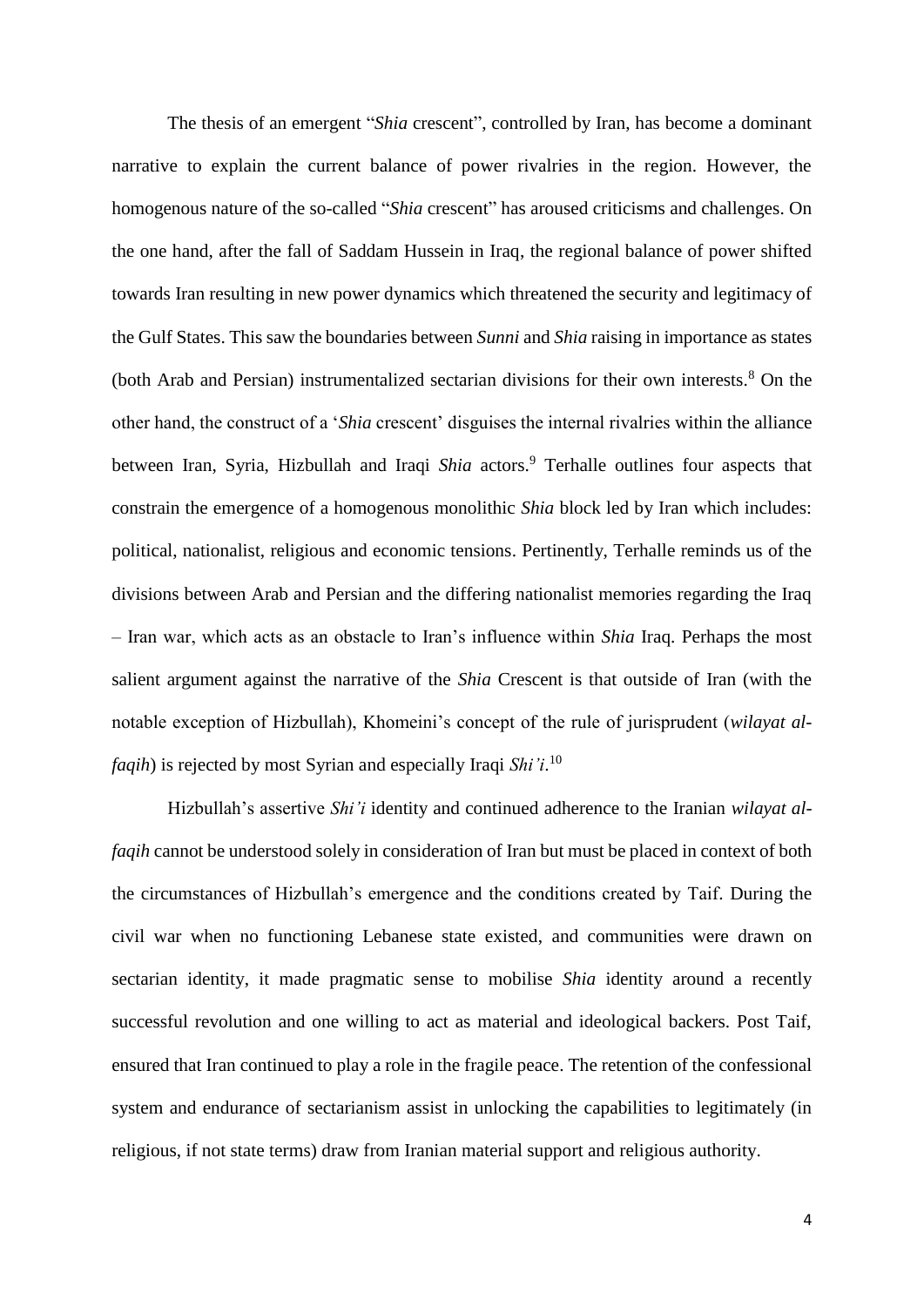The thesis of an emergent "*Shia* crescent", controlled by Iran, has become a dominant narrative to explain the current balance of power rivalries in the region. However, the homogenous nature of the so-called "*Shia* crescent" has aroused criticisms and challenges. On the one hand, after the fall of Saddam Hussein in Iraq, the regional balance of power shifted towards Iran resulting in new power dynamics which threatened the security and legitimacy of the Gulf States. This saw the boundaries between *Sunni* and *Shia* raising in importance as states (both Arab and Persian) instrumentalized sectarian divisions for their own interests.[8] On the other hand, the construct of a '*Shia* crescent' disguises the internal rivalries within the alliance between Iran, Syria, Hizbullah and Iraqi *Shia* actors.[9] Terhalle outlines four aspects that constrain the emergence of a homogenous monolithic *Shia* block led by Iran which includes: political, nationalist, religious and economic tensions. Pertinently, Terhalle reminds us of the divisions between Arab and Persian and the differing nationalist memories regarding the Iraq – Iran war, which acts as an obstacle to Iran's influence within *Shia* Iraq. Perhaps the most salient argument against the narrative of the *Shia* Crescent is that outside of Iran (with the notable exception of Hizbullah), Khomeini's concept of the rule of jurisprudent (*wilayat al-faqih*) is rejected by most Syrian and especially Iraqi *Shi'i*.[10]

Hizbullah's assertive *Shi'i* identity and continued adherence to the Iranian *wilayat al-faqih* cannot be understood solely in consideration of Iran but must be placed in context of both the circumstances of Hizbullah's emergence and the conditions created by Taif. During the civil war when no functioning Lebanese state existed, and communities were drawn on sectarian identity, it made pragmatic sense to mobilise *Shia* identity around a recently successful revolution and one willing to act as material and ideological backers. Post Taif, ensured that Iran continued to play a role in the fragile peace. The retention of the confessional system and endurance of sectarianism assist in unlocking the capabilities to legitimately (in religious, if not state terms) draw from Iranian material support and religious authority.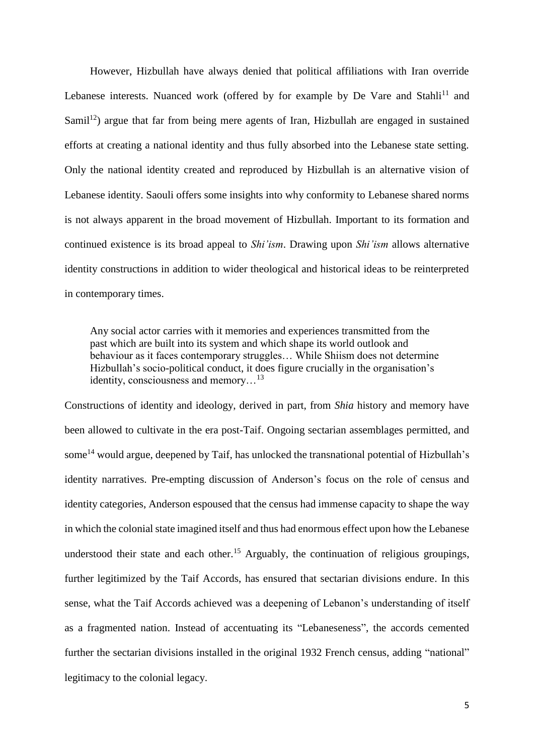However, Hizbullah have always denied that political affiliations with Iran override Lebanese interests. Nuanced work (offered by for example by De Vare and Stahli[11] and Samil[12]) argue that far from being mere agents of Iran, Hizbullah are engaged in sustained efforts at creating a national identity and thus fully absorbed into the Lebanese state setting. Only the national identity created and reproduced by Hizbullah is an alternative vision of Lebanese identity. Saouli offers some insights into why conformity to Lebanese shared norms is not always apparent in the broad movement of Hizbullah. Important to its formation and continued existence is its broad appeal to *Shi'ism*. Drawing upon *Shi'ism* allows alternative identity constructions in addition to wider theological and historical ideas to be reinterpreted in contemporary times.

> Any social actor carries with it memories and experiences transmitted from the past which are built into its system and which shape its world outlook and behaviour as it faces contemporary struggles… While Shiism does not determine Hizbullah's socio-political conduct, it does figure crucially in the organisation's identity, consciousness and memory…[13]

Constructions of identity and ideology, derived in part, from *Shia* history and memory have been allowed to cultivate in the era post-Taif. Ongoing sectarian assemblages permitted, and some[14] would argue, deepened by Taif, has unlocked the transnational potential of Hizbullah's identity narratives. Pre-empting discussion of Anderson's focus on the role of census and identity categories, Anderson espoused that the census had immense capacity to shape the way in which the colonial state imagined itself and thus had enormous effect upon how the Lebanese understood their state and each other.[15] Arguably, the continuation of religious groupings, further legitimized by the Taif Accords, has ensured that sectarian divisions endure. In this sense, what the Taif Accords achieved was a deepening of Lebanon's understanding of itself as a fragmented nation. Instead of accentuating its "Lebaneseness", the accords cemented further the sectarian divisions installed in the original 1932 French census, adding "national" legitimacy to the colonial legacy.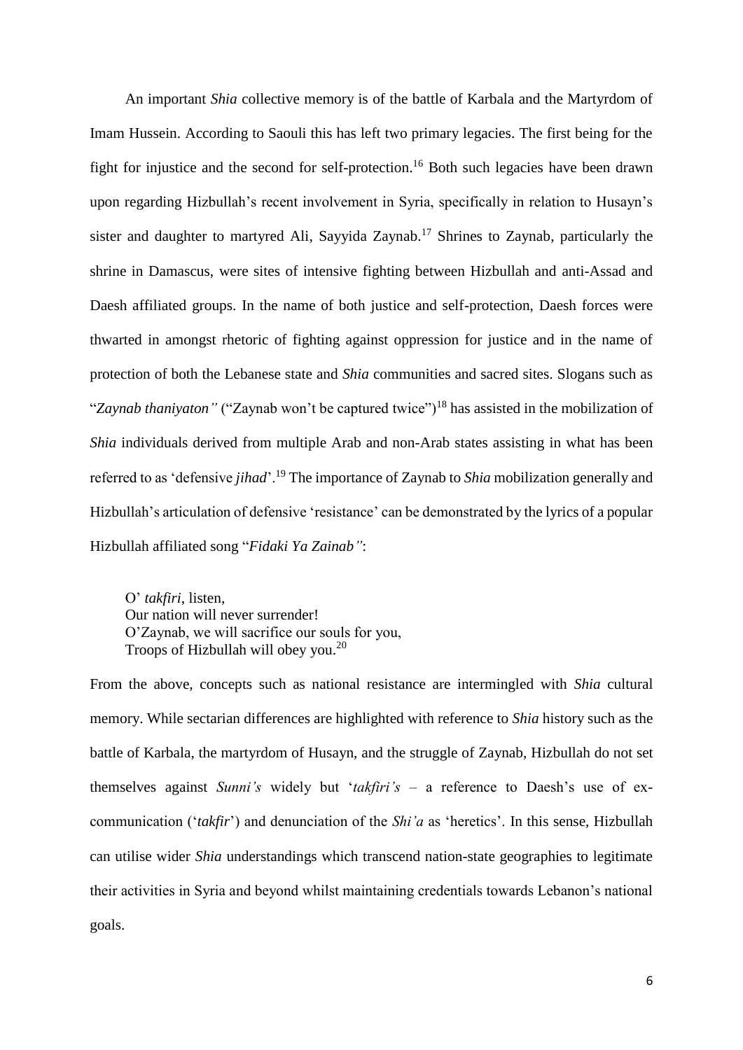An important *Shia* collective memory is of the battle of Karbala and the Martyrdom of Imam Hussein. According to Saouli this has left two primary legacies. The first being for the fight for injustice and the second for self-protection.[16] Both such legacies have been drawn upon regarding Hizbullah's recent involvement in Syria, specifically in relation to Husayn's sister and daughter to martyred Ali, Sayyida Zaynab.[17] Shrines to Zaynab, particularly the shrine in Damascus, were sites of intensive fighting between Hizbullah and anti-Assad and Daesh affiliated groups. In the name of both justice and self-protection, Daesh forces were thwarted in amongst rhetoric of fighting against oppression for justice and in the name of protection of both the Lebanese state and *Shia* communities and sacred sites. Slogans such as "*Zaynab thaniyaton"* ("Zaynab won't be captured twice")[18] has assisted in the mobilization of *Shia* individuals derived from multiple Arab and non-Arab states assisting in what has been referred to as 'defensive *jihad*'.[19] The importance of Zaynab to *Shia* mobilization generally and Hizbullah's articulation of defensive 'resistance' can be demonstrated by the lyrics of a popular Hizbullah affiliated song "*Fidaki Ya Zainab"*:

> O' *takfiri*, listen,
> Our nation will never surrender!
> O'Zaynab, we will sacrifice our souls for you,
> Troops of Hizbullah will obey you.[20]

From the above, concepts such as national resistance are intermingled with *Shia* cultural memory. While sectarian differences are highlighted with reference to *Shia* history such as the battle of Karbala, the martyrdom of Husayn, and the struggle of Zaynab, Hizbullah do not set themselves against *Sunni's* widely but '*takfiri's* – a reference to Daesh's use of ex-communication ('*takfir*') and denunciation of the *Shi'a* as 'heretics'. In this sense, Hizbullah can utilise wider *Shia* understandings which transcend nation-state geographies to legitimate their activities in Syria and beyond whilst maintaining credentials towards Lebanon's national goals.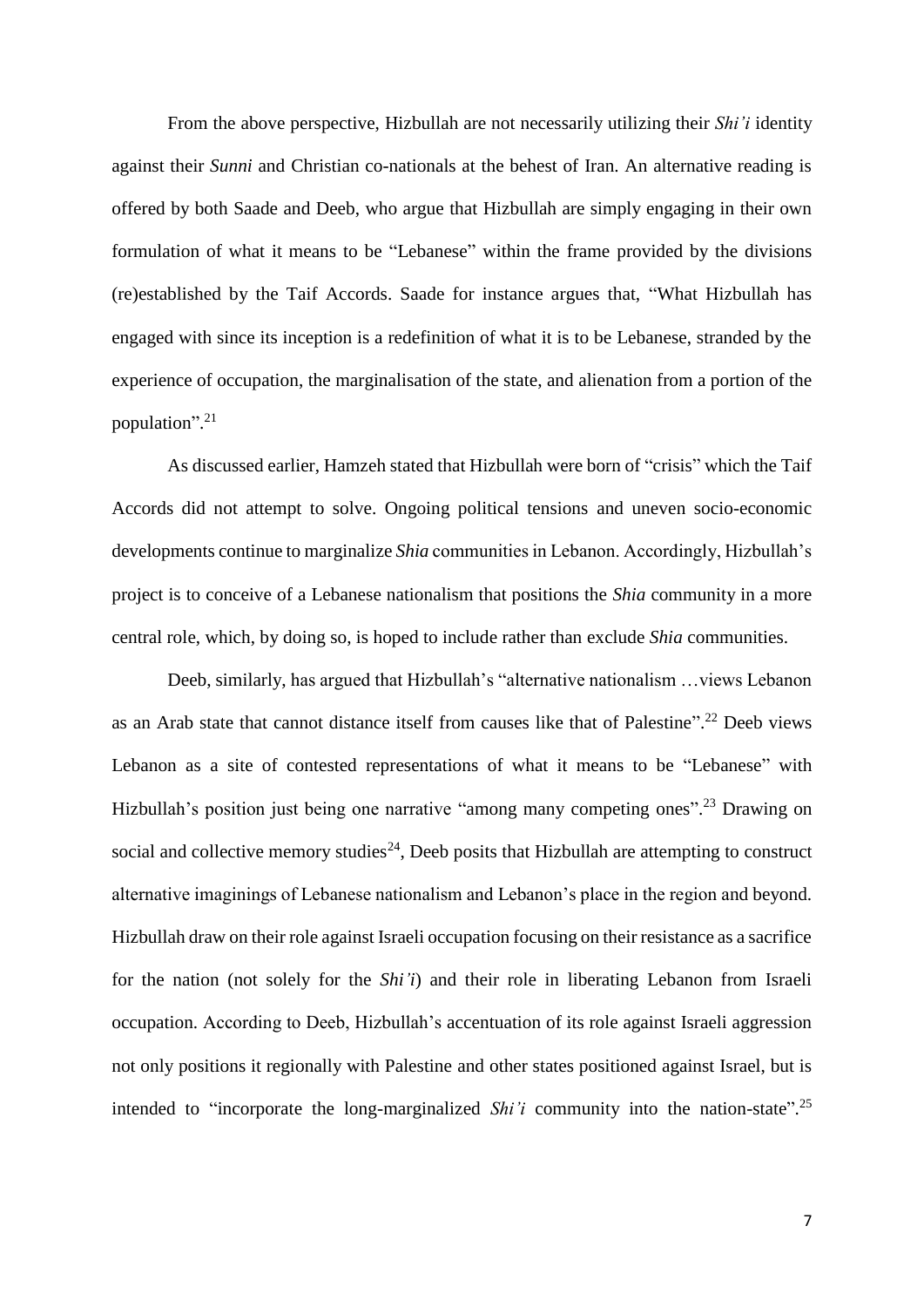From the above perspective, Hizbullah are not necessarily utilizing their *Shi'i* identity against their *Sunni* and Christian co-nationals at the behest of Iran. An alternative reading is offered by both Saade and Deeb, who argue that Hizbullah are simply engaging in their own formulation of what it means to be "Lebanese" within the frame provided by the divisions (re)established by the Taif Accords. Saade for instance argues that, "What Hizbullah has engaged with since its inception is a redefinition of what it is to be Lebanese, stranded by the experience of occupation, the marginalisation of the state, and alienation from a portion of the population".[21]

As discussed earlier, Hamzeh stated that Hizbullah were born of "crisis" which the Taif Accords did not attempt to solve. Ongoing political tensions and uneven socio-economic developments continue to marginalize *Shia* communities in Lebanon. Accordingly, Hizbullah's project is to conceive of a Lebanese nationalism that positions the *Shia* community in a more central role, which, by doing so, is hoped to include rather than exclude *Shia* communities.

Deeb, similarly, has argued that Hizbullah's "alternative nationalism …views Lebanon as an Arab state that cannot distance itself from causes like that of Palestine".[22] Deeb views Lebanon as a site of contested representations of what it means to be "Lebanese" with Hizbullah's position just being one narrative "among many competing ones".[23] Drawing on social and collective memory studies[24], Deeb posits that Hizbullah are attempting to construct alternative imaginings of Lebanese nationalism and Lebanon's place in the region and beyond. Hizbullah draw on their role against Israeli occupation focusing on their resistance as a sacrifice for the nation (not solely for the *Shi'i*) and their role in liberating Lebanon from Israeli occupation. According to Deeb, Hizbullah's accentuation of its role against Israeli aggression not only positions it regionally with Palestine and other states positioned against Israel, but is intended to "incorporate the long-marginalized *Shi'i* community into the nation-state".[25]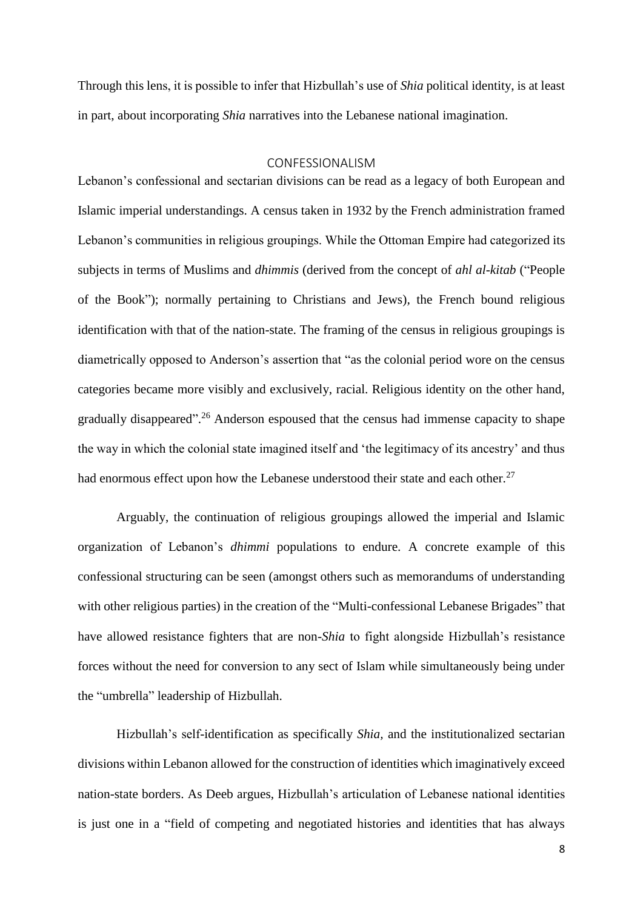Through this lens, it is possible to infer that Hizbullah's use of *Shia* political identity, is at least in part, about incorporating *Shia* narratives into the Lebanese national imagination.

## CONFESSIONALISM

Lebanon's confessional and sectarian divisions can be read as a legacy of both European and Islamic imperial understandings. A census taken in 1932 by the French administration framed Lebanon's communities in religious groupings. While the Ottoman Empire had categorized its subjects in terms of Muslims and *dhimmis* (derived from the concept of *ahl al-kitab* ("People of the Book"); normally pertaining to Christians and Jews), the French bound religious identification with that of the nation-state. The framing of the census in religious groupings is diametrically opposed to Anderson's assertion that "as the colonial period wore on the census categories became more visibly and exclusively, racial. Religious identity on the other hand, gradually disappeared".[26] Anderson espoused that the census had immense capacity to shape the way in which the colonial state imagined itself and 'the legitimacy of its ancestry' and thus had enormous effect upon how the Lebanese understood their state and each other.[27]

Arguably, the continuation of religious groupings allowed the imperial and Islamic organization of Lebanon's *dhimmi* populations to endure. A concrete example of this confessional structuring can be seen (amongst others such as memorandums of understanding with other religious parties) in the creation of the "Multi-confessional Lebanese Brigades" that have allowed resistance fighters that are non-*Shia* to fight alongside Hizbullah's resistance forces without the need for conversion to any sect of Islam while simultaneously being under the "umbrella" leadership of Hizbullah.

Hizbullah's self-identification as specifically *Shia*, and the institutionalized sectarian divisions within Lebanon allowed for the construction of identities which imaginatively exceed nation-state borders. As Deeb argues, Hizbullah's articulation of Lebanese national identities is just one in a "field of competing and negotiated histories and identities that has always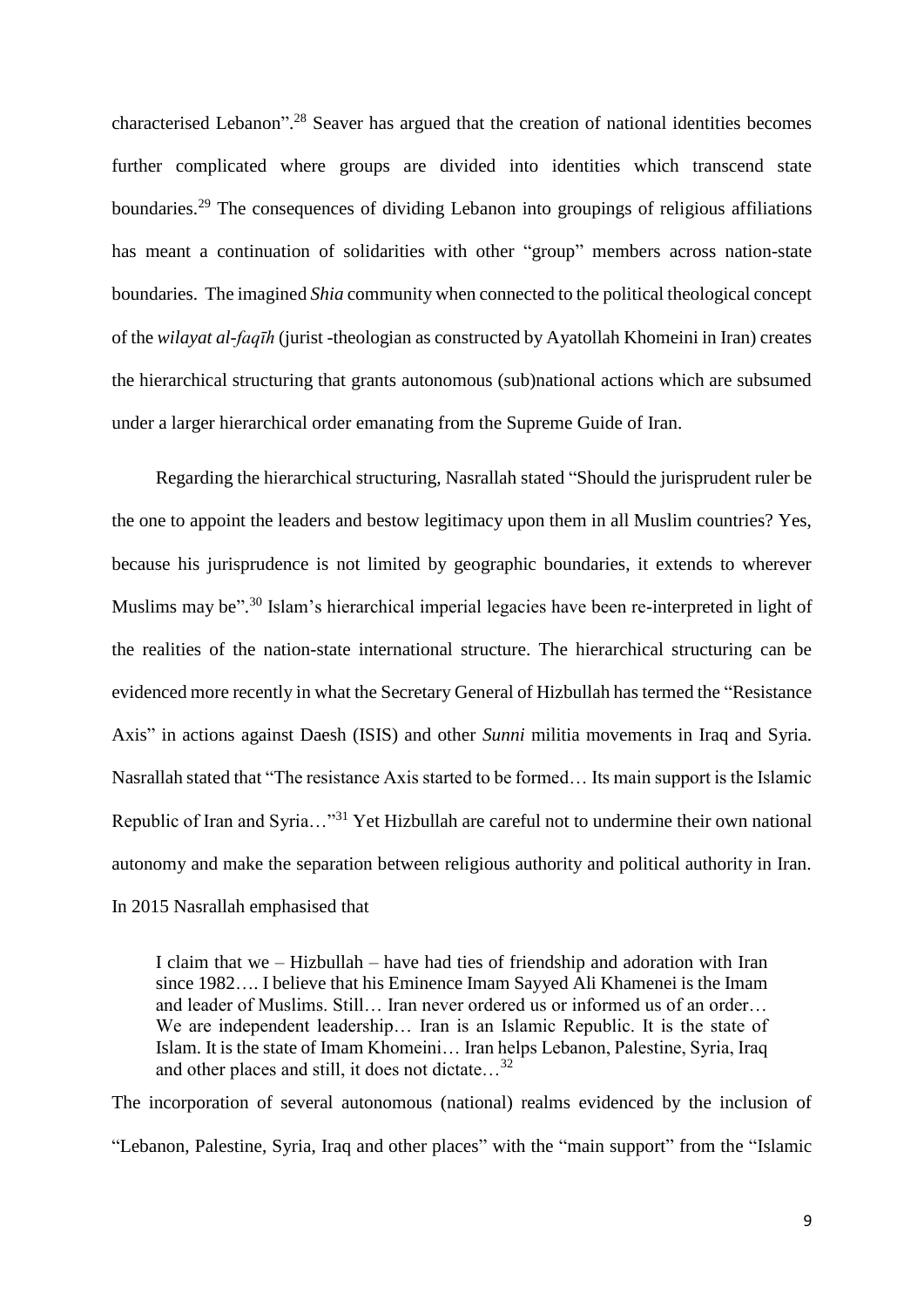characterised Lebanon".[28] Seaver has argued that the creation of national identities becomes further complicated where groups are divided into identities which transcend state boundaries.[29] The consequences of dividing Lebanon into groupings of religious affiliations has meant a continuation of solidarities with other "group" members across nation-state boundaries. The imagined *Shia* community when connected to the political theological concept of the *wilayat al-faqīh* (jurist -theologian as constructed by Ayatollah Khomeini in Iran) creates the hierarchical structuring that grants autonomous (sub)national actions which are subsumed under a larger hierarchical order emanating from the Supreme Guide of Iran.

Regarding the hierarchical structuring, Nasrallah stated "Should the jurisprudent ruler be the one to appoint the leaders and bestow legitimacy upon them in all Muslim countries? Yes, because his jurisprudence is not limited by geographic boundaries, it extends to wherever Muslims may be".[30] Islam's hierarchical imperial legacies have been re-interpreted in light of the realities of the nation-state international structure. The hierarchical structuring can be evidenced more recently in what the Secretary General of Hizbullah has termed the "Resistance Axis" in actions against Daesh (ISIS) and other *Sunni* militia movements in Iraq and Syria. Nasrallah stated that "The resistance Axis started to be formed… Its main support is the Islamic Republic of Iran and Syria…"[31] Yet Hizbullah are careful not to undermine their own national autonomy and make the separation between religious authority and political authority in Iran. In 2015 Nasrallah emphasised that

> I claim that we – Hizbullah – have had ties of friendship and adoration with Iran since 1982…. I believe that his Eminence Imam Sayyed Ali Khamenei is the Imam and leader of Muslims. Still… Iran never ordered us or informed us of an order… We are independent leadership… Iran is an Islamic Republic. It is the state of Islam. It is the state of Imam Khomeini… Iran helps Lebanon, Palestine, Syria, Iraq and other places and still, it does not dictate…[32]

The incorporation of several autonomous (national) realms evidenced by the inclusion of "Lebanon, Palestine, Syria, Iraq and other places" with the "main support" from the "Islamic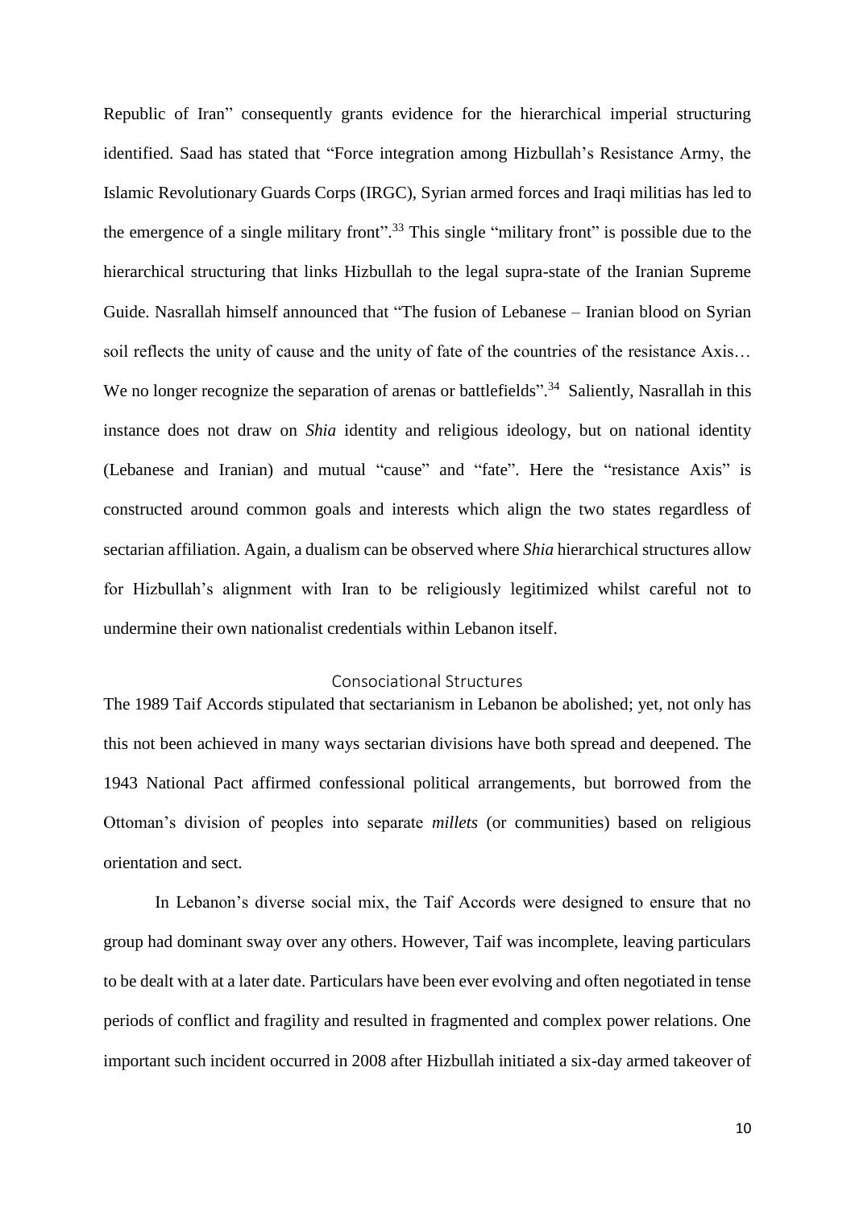Republic of Iran" consequently grants evidence for the hierarchical imperial structuring identified. Saad has stated that "Force integration among Hizbullah's Resistance Army, the Islamic Revolutionary Guards Corps (IRGC), Syrian armed forces and Iraqi militias has led to the emergence of a single military front".[33] This single "military front" is possible due to the hierarchical structuring that links Hizbullah to the legal supra-state of the Iranian Supreme Guide. Nasrallah himself announced that "The fusion of Lebanese – Iranian blood on Syrian soil reflects the unity of cause and the unity of fate of the countries of the resistance Axis… We no longer recognize the separation of arenas or battlefields".[34] Saliently, Nasrallah in this instance does not draw on *Shia* identity and religious ideology, but on national identity (Lebanese and Iranian) and mutual "cause" and "fate". Here the "resistance Axis" is constructed around common goals and interests which align the two states regardless of sectarian affiliation. Again, a dualism can be observed where *Shia* hierarchical structures allow for Hizbullah's alignment with Iran to be religiously legitimized whilst careful not to undermine their own nationalist credentials within Lebanon itself.

## Consociational Structures

The 1989 Taif Accords stipulated that sectarianism in Lebanon be abolished; yet, not only has this not been achieved in many ways sectarian divisions have both spread and deepened. The 1943 National Pact affirmed confessional political arrangements, but borrowed from the Ottoman's division of peoples into separate *millets* (or communities) based on religious orientation and sect.

In Lebanon's diverse social mix, the Taif Accords were designed to ensure that no group had dominant sway over any others. However, Taif was incomplete, leaving particulars to be dealt with at a later date. Particulars have been ever evolving and often negotiated in tense periods of conflict and fragility and resulted in fragmented and complex power relations. One important such incident occurred in 2008 after Hizbullah initiated a six-day armed takeover of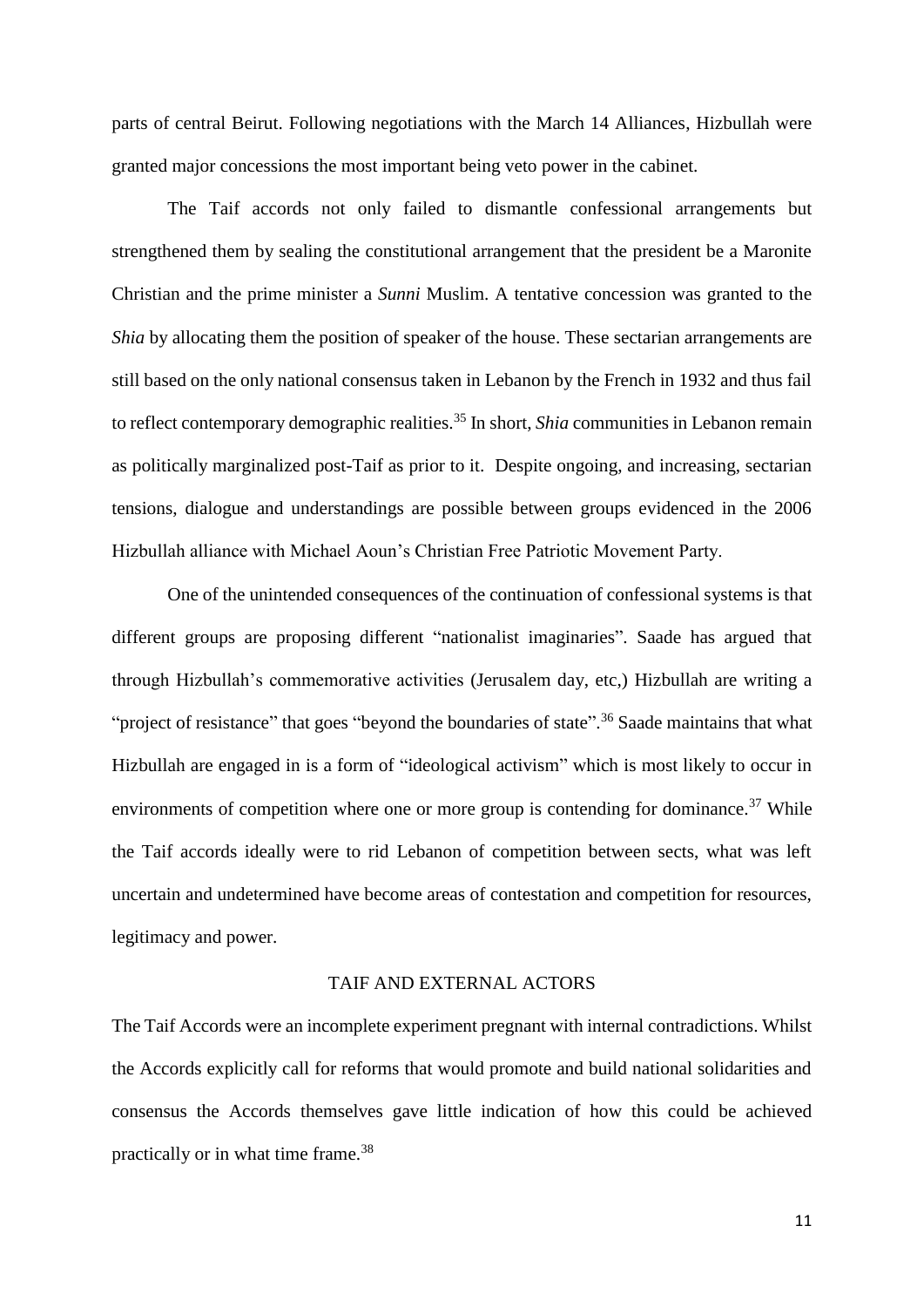parts of central Beirut. Following negotiations with the March 14 Alliances, Hizbullah were granted major concessions the most important being veto power in the cabinet.

The Taif accords not only failed to dismantle confessional arrangements but strengthened them by sealing the constitutional arrangement that the president be a Maronite Christian and the prime minister a *Sunni* Muslim. A tentative concession was granted to the *Shia* by allocating them the position of speaker of the house. These sectarian arrangements are still based on the only national consensus taken in Lebanon by the French in 1932 and thus fail to reflect contemporary demographic realities.[35] In short, *Shia* communities in Lebanon remain as politically marginalized post-Taif as prior to it. Despite ongoing, and increasing, sectarian tensions, dialogue and understandings are possible between groups evidenced in the 2006 Hizbullah alliance with Michael Aoun's Christian Free Patriotic Movement Party.

One of the unintended consequences of the continuation of confessional systems is that different groups are proposing different "nationalist imaginaries". Saade has argued that through Hizbullah's commemorative activities (Jerusalem day, etc,) Hizbullah are writing a "project of resistance" that goes "beyond the boundaries of state".[36] Saade maintains that what Hizbullah are engaged in is a form of "ideological activism" which is most likely to occur in environments of competition where one or more group is contending for dominance.[37] While the Taif accords ideally were to rid Lebanon of competition between sects, what was left uncertain and undetermined have become areas of contestation and competition for resources, legitimacy and power.

## TAIF AND EXTERNAL ACTORS

The Taif Accords were an incomplete experiment pregnant with internal contradictions. Whilst the Accords explicitly call for reforms that would promote and build national solidarities and consensus the Accords themselves gave little indication of how this could be achieved practically or in what time frame.[38]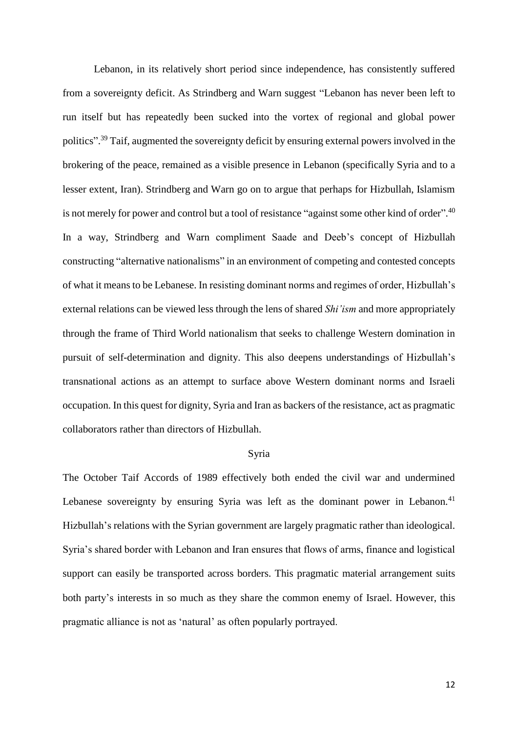Lebanon, in its relatively short period since independence, has consistently suffered from a sovereignty deficit. As Strindberg and Warn suggest "Lebanon has never been left to run itself but has repeatedly been sucked into the vortex of regional and global power politics".[39] Taif, augmented the sovereignty deficit by ensuring external powers involved in the brokering of the peace, remained as a visible presence in Lebanon (specifically Syria and to a lesser extent, Iran). Strindberg and Warn go on to argue that perhaps for Hizbullah, Islamism is not merely for power and control but a tool of resistance "against some other kind of order".[40] In a way, Strindberg and Warn compliment Saade and Deeb's concept of Hizbullah constructing "alternative nationalisms" in an environment of competing and contested concepts of what it means to be Lebanese. In resisting dominant norms and regimes of order, Hizbullah's external relations can be viewed less through the lens of shared *Shi'ism* and more appropriately through the frame of Third World nationalism that seeks to challenge Western domination in pursuit of self-determination and dignity. This also deepens understandings of Hizbullah's transnational actions as an attempt to surface above Western dominant norms and Israeli occupation. In this quest for dignity, Syria and Iran as backers of the resistance, act as pragmatic collaborators rather than directors of Hizbullah.

## Syria

The October Taif Accords of 1989 effectively both ended the civil war and undermined Lebanese sovereignty by ensuring Syria was left as the dominant power in Lebanon.[41] Hizbullah's relations with the Syrian government are largely pragmatic rather than ideological. Syria's shared border with Lebanon and Iran ensures that flows of arms, finance and logistical support can easily be transported across borders. This pragmatic material arrangement suits both party's interests in so much as they share the common enemy of Israel. However, this pragmatic alliance is not as 'natural' as often popularly portrayed.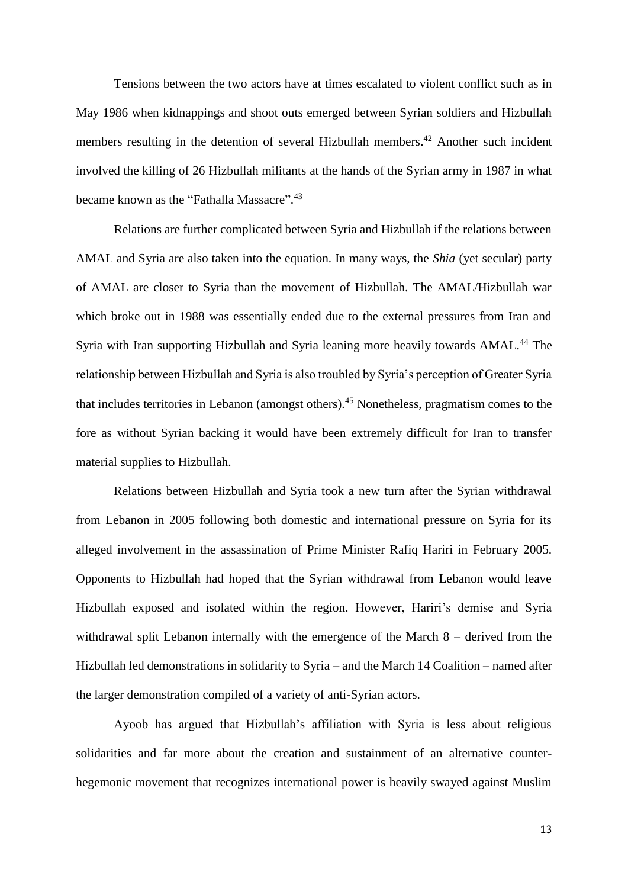Tensions between the two actors have at times escalated to violent conflict such as in May 1986 when kidnappings and shoot outs emerged between Syrian soldiers and Hizbullah members resulting in the detention of several Hizbullah members.[42] Another such incident involved the killing of 26 Hizbullah militants at the hands of the Syrian army in 1987 in what became known as the "Fathalla Massacre".[43]

Relations are further complicated between Syria and Hizbullah if the relations between AMAL and Syria are also taken into the equation. In many ways, the *Shia* (yet secular) party of AMAL are closer to Syria than the movement of Hizbullah. The AMAL/Hizbullah war which broke out in 1988 was essentially ended due to the external pressures from Iran and Syria with Iran supporting Hizbullah and Syria leaning more heavily towards AMAL.[44] The relationship between Hizbullah and Syria is also troubled by Syria's perception of Greater Syria that includes territories in Lebanon (amongst others).[45] Nonetheless, pragmatism comes to the fore as without Syrian backing it would have been extremely difficult for Iran to transfer material supplies to Hizbullah.

Relations between Hizbullah and Syria took a new turn after the Syrian withdrawal from Lebanon in 2005 following both domestic and international pressure on Syria for its alleged involvement in the assassination of Prime Minister Rafiq Hariri in February 2005. Opponents to Hizbullah had hoped that the Syrian withdrawal from Lebanon would leave Hizbullah exposed and isolated within the region. However, Hariri's demise and Syria withdrawal split Lebanon internally with the emergence of the March 8 – derived from the Hizbullah led demonstrations in solidarity to Syria – and the March 14 Coalition – named after the larger demonstration compiled of a variety of anti-Syrian actors.

Ayoob has argued that Hizbullah's affiliation with Syria is less about religious solidarities and far more about the creation and sustainment of an alternative counter-hegemonic movement that recognizes international power is heavily swayed against Muslim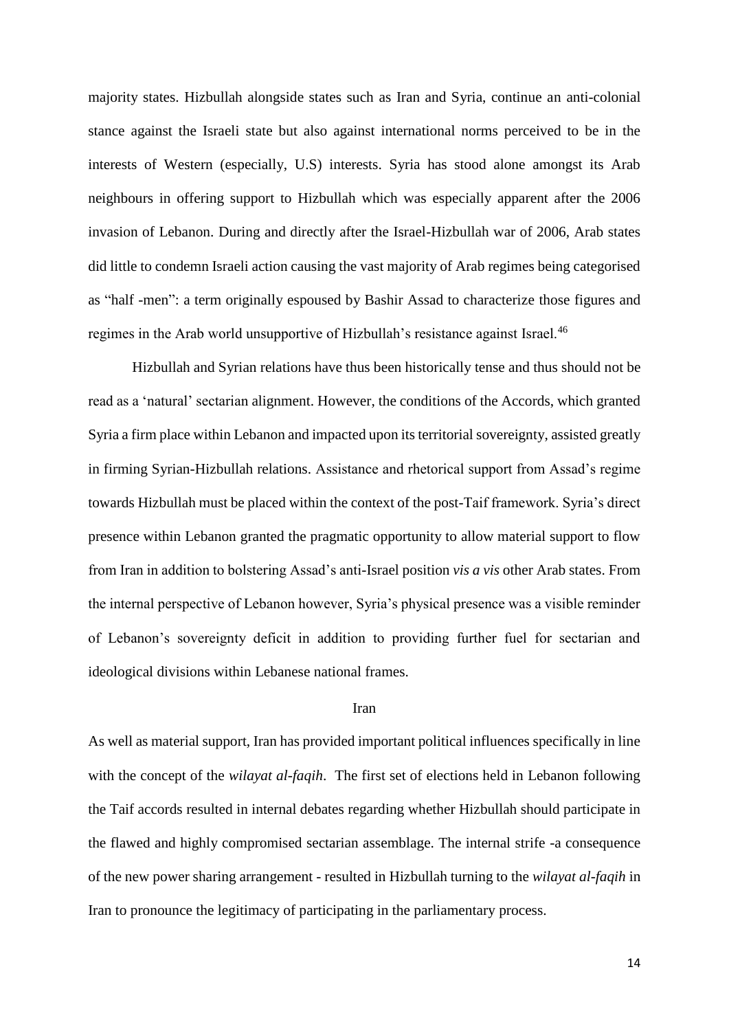majority states. Hizbullah alongside states such as Iran and Syria, continue an anti-colonial stance against the Israeli state but also against international norms perceived to be in the interests of Western (especially, U.S) interests. Syria has stood alone amongst its Arab neighbours in offering support to Hizbullah which was especially apparent after the 2006 invasion of Lebanon. During and directly after the Israel-Hizbullah war of 2006, Arab states did little to condemn Israeli action causing the vast majority of Arab regimes being categorised as "half -men": a term originally espoused by Bashir Assad to characterize those figures and regimes in the Arab world unsupportive of Hizbullah's resistance against Israel.[46]

Hizbullah and Syrian relations have thus been historically tense and thus should not be read as a 'natural' sectarian alignment. However, the conditions of the Accords, which granted Syria a firm place within Lebanon and impacted upon its territorial sovereignty, assisted greatly in firming Syrian-Hizbullah relations. Assistance and rhetorical support from Assad's regime towards Hizbullah must be placed within the context of the post-Taif framework. Syria's direct presence within Lebanon granted the pragmatic opportunity to allow material support to flow from Iran in addition to bolstering Assad's anti-Israel position *vis a vis* other Arab states. From the internal perspective of Lebanon however, Syria's physical presence was a visible reminder of Lebanon's sovereignty deficit in addition to providing further fuel for sectarian and ideological divisions within Lebanese national frames.

## Iran

As well as material support, Iran has provided important political influences specifically in line with the concept of the *wilayat al-faqih*. The first set of elections held in Lebanon following the Taif accords resulted in internal debates regarding whether Hizbullah should participate in the flawed and highly compromised sectarian assemblage. The internal strife -a consequence of the new power sharing arrangement - resulted in Hizbullah turning to the *wilayat al-faqih* in Iran to pronounce the legitimacy of participating in the parliamentary process.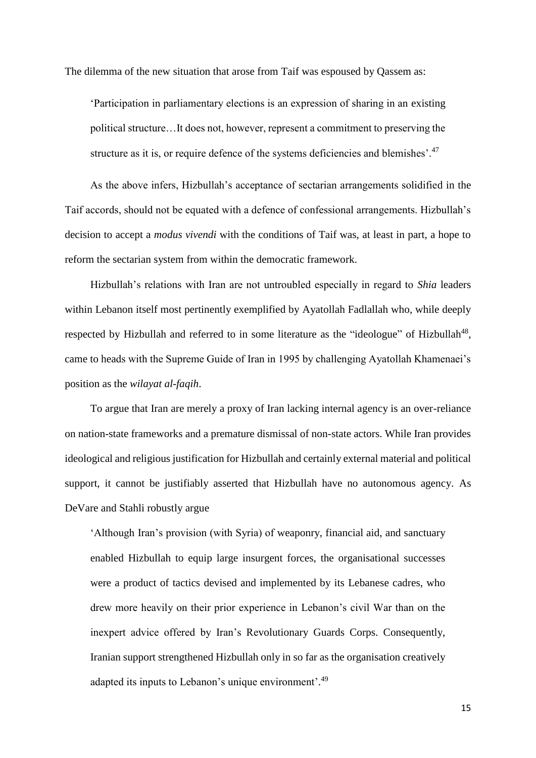The dilemma of the new situation that arose from Taif was espoused by Qassem as:

> 'Participation in parliamentary elections is an expression of sharing in an existing political structure…It does not, however, represent a commitment to preserving the structure as it is, or require defence of the systems deficiencies and blemishes'.[47]

As the above infers, Hizbullah's acceptance of sectarian arrangements solidified in the Taif accords, should not be equated with a defence of confessional arrangements. Hizbullah's decision to accept a *modus vivendi* with the conditions of Taif was, at least in part, a hope to reform the sectarian system from within the democratic framework.

Hizbullah's relations with Iran are not untroubled especially in regard to *Shia* leaders within Lebanon itself most pertinently exemplified by Ayatollah Fadlallah who, while deeply respected by Hizbullah and referred to in some literature as the "ideologue" of Hizbullah[48], came to heads with the Supreme Guide of Iran in 1995 by challenging Ayatollah Khamenaei's position as the *wilayat al-faqih*.

To argue that Iran are merely a proxy of Iran lacking internal agency is an over-reliance on nation-state frameworks and a premature dismissal of non-state actors. While Iran provides ideological and religious justification for Hizbullah and certainly external material and political support, it cannot be justifiably asserted that Hizbullah have no autonomous agency. As DeVare and Stahli robustly argue

> 'Although Iran's provision (with Syria) of weaponry, financial aid, and sanctuary enabled Hizbullah to equip large insurgent forces, the organisational successes were a product of tactics devised and implemented by its Lebanese cadres, who drew more heavily on their prior experience in Lebanon's civil War than on the inexpert advice offered by Iran's Revolutionary Guards Corps. Consequently, Iranian support strengthened Hizbullah only in so far as the organisation creatively adapted its inputs to Lebanon's unique environment'.[49]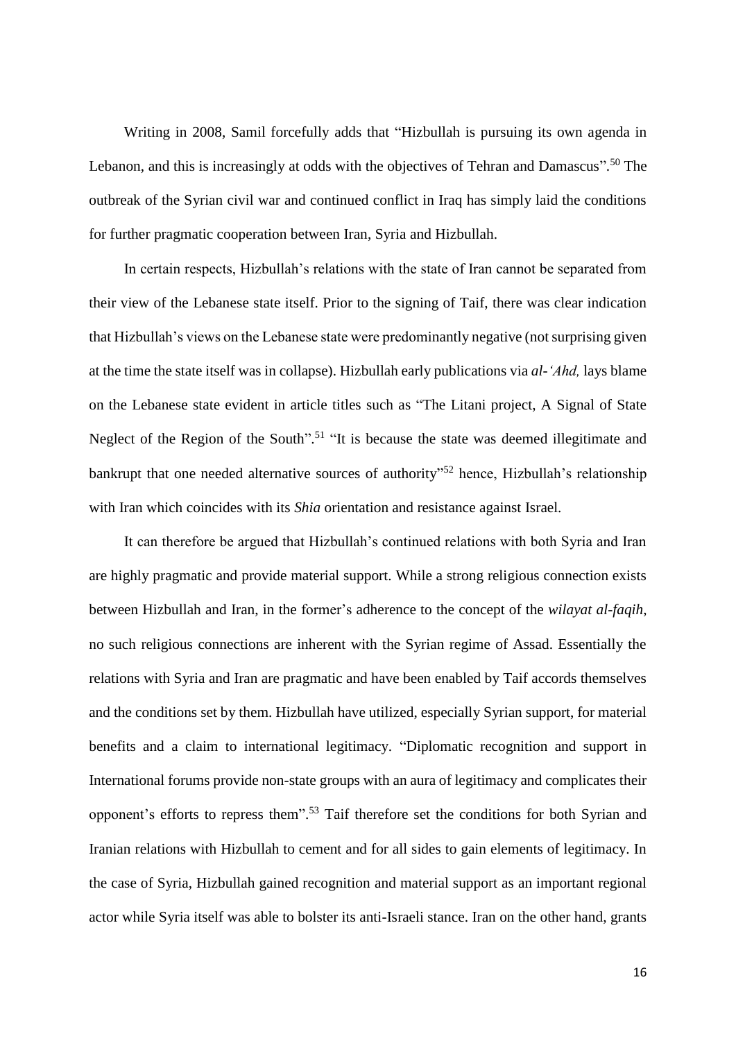Writing in 2008, Samil forcefully adds that "Hizbullah is pursuing its own agenda in Lebanon, and this is increasingly at odds with the objectives of Tehran and Damascus".[50] The outbreak of the Syrian civil war and continued conflict in Iraq has simply laid the conditions for further pragmatic cooperation between Iran, Syria and Hizbullah.

In certain respects, Hizbullah's relations with the state of Iran cannot be separated from their view of the Lebanese state itself. Prior to the signing of Taif, there was clear indication that Hizbullah's views on the Lebanese state were predominantly negative (not surprising given at the time the state itself was in collapse). Hizbullah early publications via *al-'Ahd,* lays blame on the Lebanese state evident in article titles such as "The Litani project, A Signal of State Neglect of the Region of the South".[51] "It is because the state was deemed illegitimate and bankrupt that one needed alternative sources of authority"[52] hence, Hizbullah's relationship with Iran which coincides with its *Shia* orientation and resistance against Israel.

It can therefore be argued that Hizbullah's continued relations with both Syria and Iran are highly pragmatic and provide material support. While a strong religious connection exists between Hizbullah and Iran, in the former's adherence to the concept of the *wilayat al-faqih*, no such religious connections are inherent with the Syrian regime of Assad. Essentially the relations with Syria and Iran are pragmatic and have been enabled by Taif accords themselves and the conditions set by them. Hizbullah have utilized, especially Syrian support, for material benefits and a claim to international legitimacy. "Diplomatic recognition and support in International forums provide non-state groups with an aura of legitimacy and complicates their opponent's efforts to repress them".[53] Taif therefore set the conditions for both Syrian and Iranian relations with Hizbullah to cement and for all sides to gain elements of legitimacy. In the case of Syria, Hizbullah gained recognition and material support as an important regional actor while Syria itself was able to bolster its anti-Israeli stance. Iran on the other hand, grants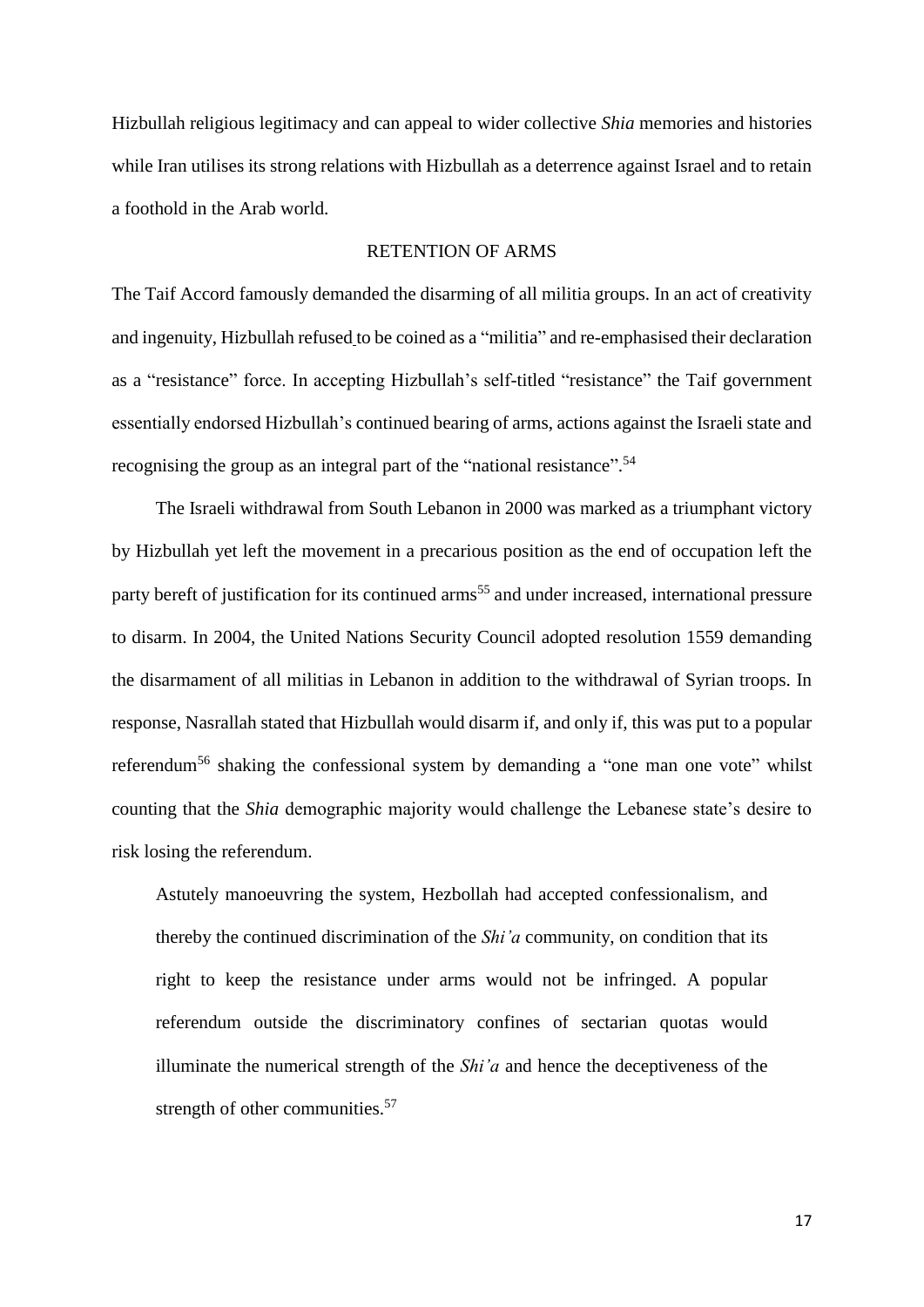Hizbullah religious legitimacy and can appeal to wider collective *Shia* memories and histories while Iran utilises its strong relations with Hizbullah as a deterrence against Israel and to retain a foothold in the Arab world.

## RETENTION OF ARMS

The Taif Accord famously demanded the disarming of all militia groups. In an act of creativity and ingenuity, Hizbullah refused to be coined as a "militia" and re-emphasised their declaration as a "resistance" force. In accepting Hizbullah's self-titled "resistance" the Taif government essentially endorsed Hizbullah's continued bearing of arms, actions against the Israeli state and recognising the group as an integral part of the "national resistance".[54]

The Israeli withdrawal from South Lebanon in 2000 was marked as a triumphant victory by Hizbullah yet left the movement in a precarious position as the end of occupation left the party bereft of justification for its continued arms[55] and under increased, international pressure to disarm. In 2004, the United Nations Security Council adopted resolution 1559 demanding the disarmament of all militias in Lebanon in addition to the withdrawal of Syrian troops. In response, Nasrallah stated that Hizbullah would disarm if, and only if, this was put to a popular referendum[56] shaking the confessional system by demanding a "one man one vote" whilst counting that the *Shia* demographic majority would challenge the Lebanese state's desire to risk losing the referendum.

> Astutely manoeuvring the system, Hezbollah had accepted confessionalism, and thereby the continued discrimination of the *Shi'a* community, on condition that its right to keep the resistance under arms would not be infringed. A popular referendum outside the discriminatory confines of sectarian quotas would illuminate the numerical strength of the *Shi'a* and hence the deceptiveness of the strength of other communities.[57]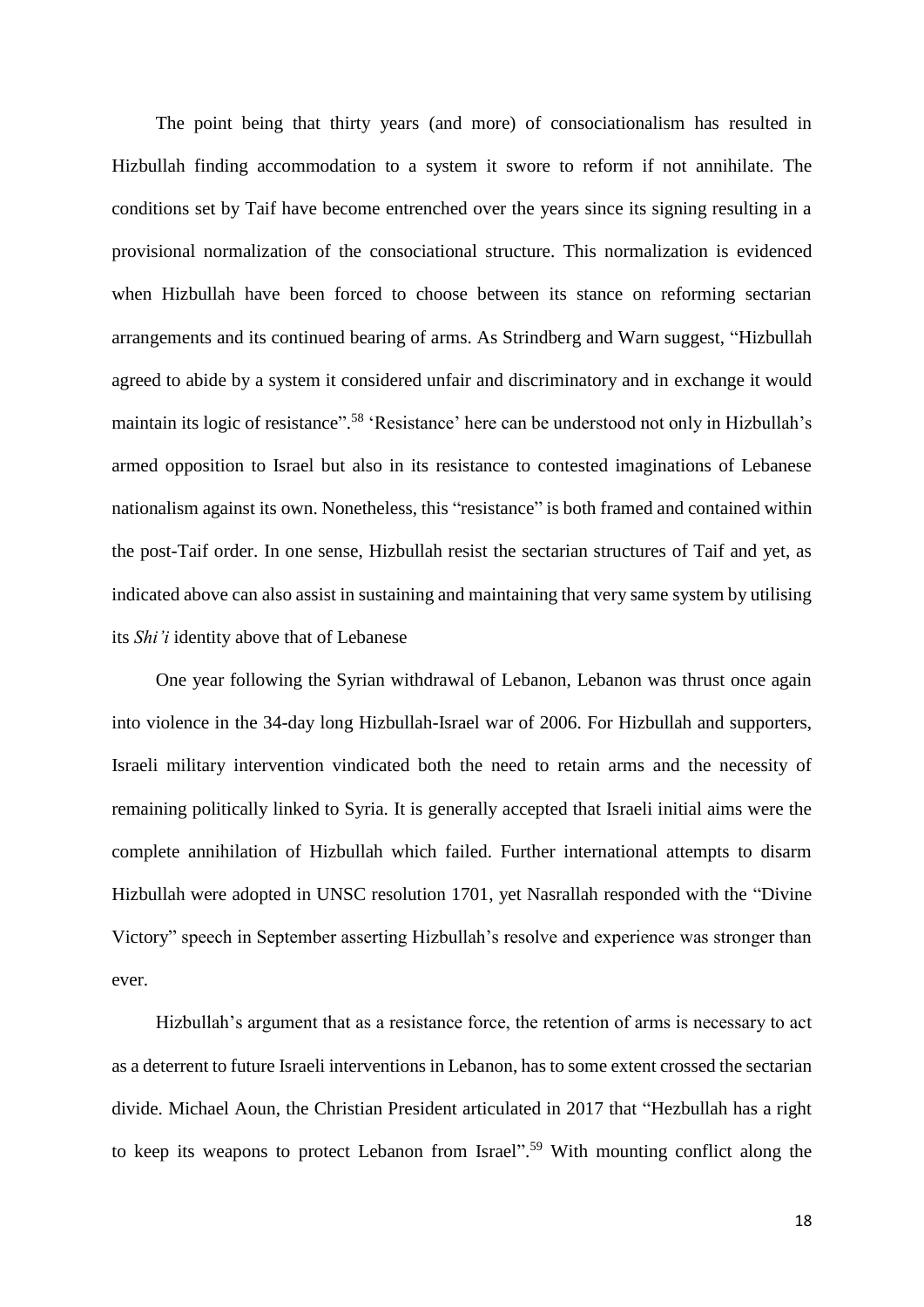The point being that thirty years (and more) of consociationalism has resulted in Hizbullah finding accommodation to a system it swore to reform if not annihilate. The conditions set by Taif have become entrenched over the years since its signing resulting in a provisional normalization of the consociational structure. This normalization is evidenced when Hizbullah have been forced to choose between its stance on reforming sectarian arrangements and its continued bearing of arms. As Strindberg and Warn suggest, "Hizbullah agreed to abide by a system it considered unfair and discriminatory and in exchange it would maintain its logic of resistance".[58] 'Resistance' here can be understood not only in Hizbullah's armed opposition to Israel but also in its resistance to contested imaginations of Lebanese nationalism against its own. Nonetheless, this "resistance" is both framed and contained within the post-Taif order. In one sense, Hizbullah resist the sectarian structures of Taif and yet, as indicated above can also assist in sustaining and maintaining that very same system by utilising its *Shi'i* identity above that of Lebanese

One year following the Syrian withdrawal of Lebanon, Lebanon was thrust once again into violence in the 34-day long Hizbullah-Israel war of 2006. For Hizbullah and supporters, Israeli military intervention vindicated both the need to retain arms and the necessity of remaining politically linked to Syria. It is generally accepted that Israeli initial aims were the complete annihilation of Hizbullah which failed. Further international attempts to disarm Hizbullah were adopted in UNSC resolution 1701, yet Nasrallah responded with the "Divine Victory" speech in September asserting Hizbullah's resolve and experience was stronger than ever.

Hizbullah's argument that as a resistance force, the retention of arms is necessary to act as a deterrent to future Israeli interventions in Lebanon, has to some extent crossed the sectarian divide. Michael Aoun, the Christian President articulated in 2017 that "Hezbullah has a right to keep its weapons to protect Lebanon from Israel".[59] With mounting conflict along the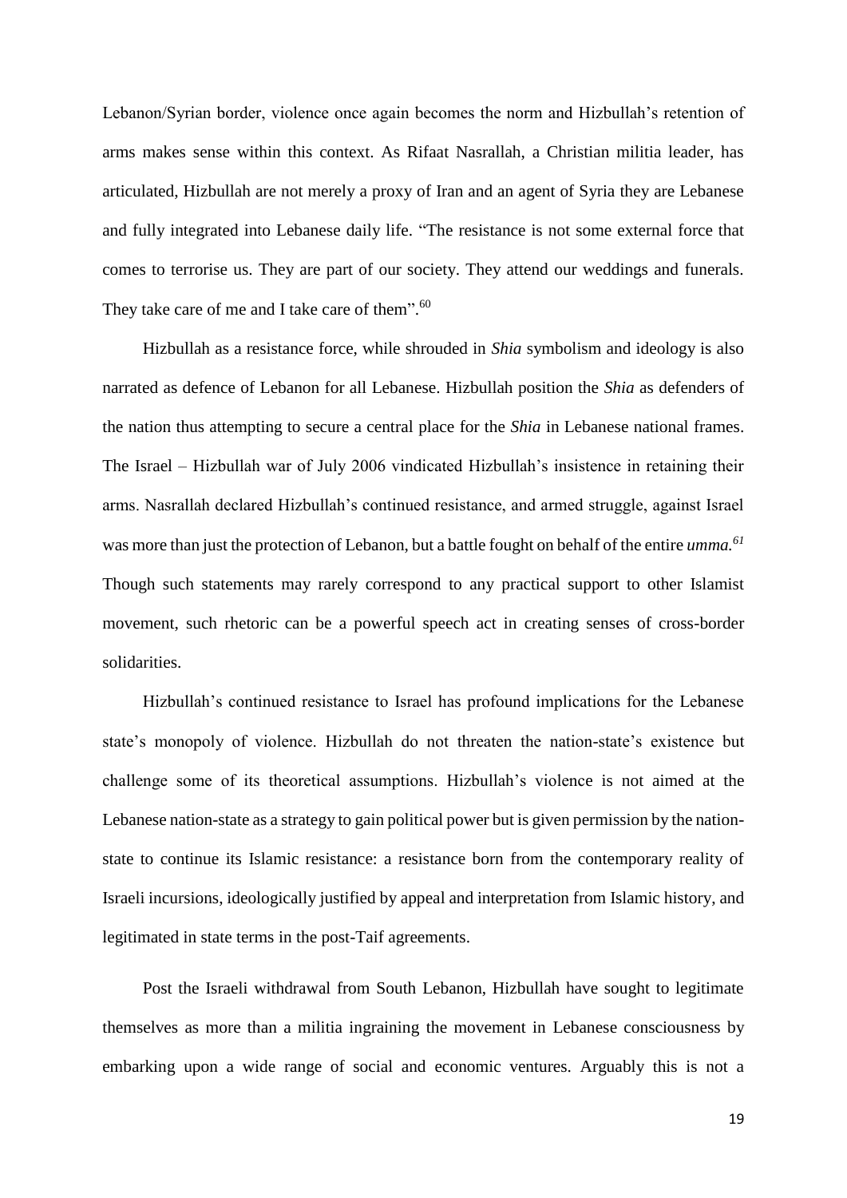Lebanon/Syrian border, violence once again becomes the norm and Hizbullah's retention of arms makes sense within this context. As Rifaat Nasrallah, a Christian militia leader, has articulated, Hizbullah are not merely a proxy of Iran and an agent of Syria they are Lebanese and fully integrated into Lebanese daily life. "The resistance is not some external force that comes to terrorise us. They are part of our society. They attend our weddings and funerals. They take care of me and I take care of them".[60]

Hizbullah as a resistance force, while shrouded in *Shia* symbolism and ideology is also narrated as defence of Lebanon for all Lebanese. Hizbullah position the *Shia* as defenders of the nation thus attempting to secure a central place for the *Shia* in Lebanese national frames. The Israel – Hizbullah war of July 2006 vindicated Hizbullah's insistence in retaining their arms. Nasrallah declared Hizbullah's continued resistance, and armed struggle, against Israel was more than just the protection of Lebanon, but a battle fought on behalf of the entire *umma.*[61] Though such statements may rarely correspond to any practical support to other Islamist movement, such rhetoric can be a powerful speech act in creating senses of cross-border solidarities.

Hizbullah's continued resistance to Israel has profound implications for the Lebanese state's monopoly of violence. Hizbullah do not threaten the nation-state's existence but challenge some of its theoretical assumptions. Hizbullah's violence is not aimed at the Lebanese nation-state as a strategy to gain political power but is given permission by the nation-state to continue its Islamic resistance: a resistance born from the contemporary reality of Israeli incursions, ideologically justified by appeal and interpretation from Islamic history, and legitimated in state terms in the post-Taif agreements.

Post the Israeli withdrawal from South Lebanon, Hizbullah have sought to legitimate themselves as more than a militia ingraining the movement in Lebanese consciousness by embarking upon a wide range of social and economic ventures. Arguably this is not a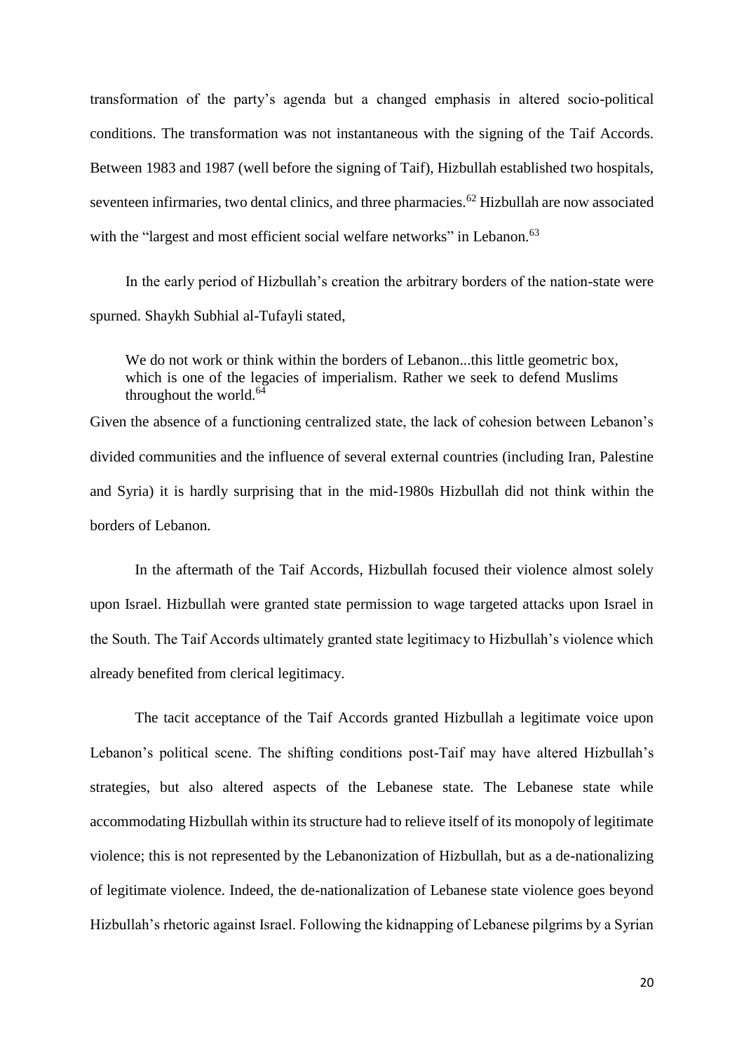transformation of the party's agenda but a changed emphasis in altered socio-political conditions. The transformation was not instantaneous with the signing of the Taif Accords. Between 1983 and 1987 (well before the signing of Taif), Hizbullah established two hospitals, seventeen infirmaries, two dental clinics, and three pharmacies.[62] Hizbullah are now associated with the "largest and most efficient social welfare networks" in Lebanon.[63]

In the early period of Hizbullah's creation the arbitrary borders of the nation-state were spurned. Shaykh Subhial al-Tufayli stated,

> We do not work or think within the borders of Lebanon...this little geometric box, which is one of the legacies of imperialism. Rather we seek to defend Muslims throughout the world.[64]

Given the absence of a functioning centralized state, the lack of cohesion between Lebanon's divided communities and the influence of several external countries (including Iran, Palestine and Syria) it is hardly surprising that in the mid-1980s Hizbullah did not think within the borders of Lebanon.

In the aftermath of the Taif Accords, Hizbullah focused their violence almost solely upon Israel. Hizbullah were granted state permission to wage targeted attacks upon Israel in the South. The Taif Accords ultimately granted state legitimacy to Hizbullah's violence which already benefited from clerical legitimacy.

The tacit acceptance of the Taif Accords granted Hizbullah a legitimate voice upon Lebanon's political scene. The shifting conditions post-Taif may have altered Hizbullah's strategies, but also altered aspects of the Lebanese state. The Lebanese state while accommodating Hizbullah within its structure had to relieve itself of its monopoly of legitimate violence; this is not represented by the Lebanonization of Hizbullah, but as a de-nationalizing of legitimate violence. Indeed, the de-nationalization of Lebanese state violence goes beyond Hizbullah's rhetoric against Israel. Following the kidnapping of Lebanese pilgrims by a Syrian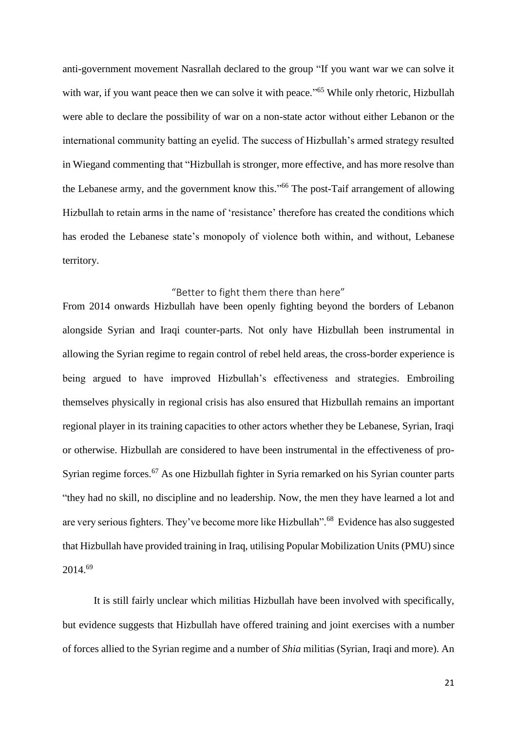anti-government movement Nasrallah declared to the group "If you want war we can solve it with war, if you want peace then we can solve it with peace."[65] While only rhetoric, Hizbullah were able to declare the possibility of war on a non-state actor without either Lebanon or the international community batting an eyelid. The success of Hizbullah's armed strategy resulted in Wiegand commenting that "Hizbullah is stronger, more effective, and has more resolve than the Lebanese army, and the government know this."[66] The post-Taif arrangement of allowing Hizbullah to retain arms in the name of 'resistance' therefore has created the conditions which has eroded the Lebanese state's monopoly of violence both within, and without, Lebanese territory.

## "Better to fight them there than here"

From 2014 onwards Hizbullah have been openly fighting beyond the borders of Lebanon alongside Syrian and Iraqi counter-parts. Not only have Hizbullah been instrumental in allowing the Syrian regime to regain control of rebel held areas, the cross-border experience is being argued to have improved Hizbullah's effectiveness and strategies. Embroiling themselves physically in regional crisis has also ensured that Hizbullah remains an important regional player in its training capacities to other actors whether they be Lebanese, Syrian, Iraqi or otherwise. Hizbullah are considered to have been instrumental in the effectiveness of pro-Syrian regime forces.[67] As one Hizbullah fighter in Syria remarked on his Syrian counter parts "they had no skill, no discipline and no leadership. Now, the men they have learned a lot and are very serious fighters. They've become more like Hizbullah".[68] Evidence has also suggested that Hizbullah have provided training in Iraq, utilising Popular Mobilization Units (PMU) since 2014.[69]

It is still fairly unclear which militias Hizbullah have been involved with specifically, but evidence suggests that Hizbullah have offered training and joint exercises with a number of forces allied to the Syrian regime and a number of *Shia* militias (Syrian, Iraqi and more). An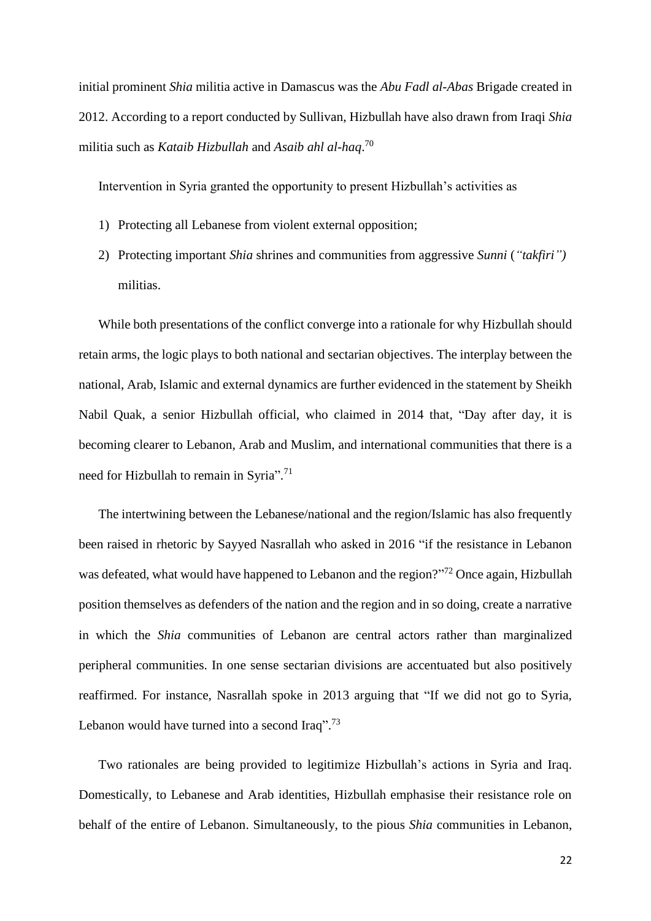initial prominent *Shia* militia active in Damascus was the *Abu Fadl al-Abas* Brigade created in 2012. According to a report conducted by Sullivan, Hizbullah have also drawn from Iraqi *Shia* militia such as *Kataib Hizbullah* and *Asaib ahl al-haq*.[70]

Intervention in Syria granted the opportunity to present Hizbullah's activities as

1) Protecting all Lebanese from violent external opposition;
2) Protecting important *Shia* shrines and communities from aggressive *Sunni* (*"takfiri")* militias.

While both presentations of the conflict converge into a rationale for why Hizbullah should retain arms, the logic plays to both national and sectarian objectives. The interplay between the national, Arab, Islamic and external dynamics are further evidenced in the statement by Sheikh Nabil Quak, a senior Hizbullah official, who claimed in 2014 that, "Day after day, it is becoming clearer to Lebanon, Arab and Muslim, and international communities that there is a need for Hizbullah to remain in Syria".[71]

The intertwining between the Lebanese/national and the region/Islamic has also frequently been raised in rhetoric by Sayyed Nasrallah who asked in 2016 "if the resistance in Lebanon was defeated, what would have happened to Lebanon and the region?"[72] Once again, Hizbullah position themselves as defenders of the nation and the region and in so doing, create a narrative in which the *Shia* communities of Lebanon are central actors rather than marginalized peripheral communities. In one sense sectarian divisions are accentuated but also positively reaffirmed. For instance, Nasrallah spoke in 2013 arguing that "If we did not go to Syria, Lebanon would have turned into a second Iraq".[73]

Two rationales are being provided to legitimize Hizbullah's actions in Syria and Iraq. Domestically, to Lebanese and Arab identities, Hizbullah emphasise their resistance role on behalf of the entire of Lebanon. Simultaneously, to the pious *Shia* communities in Lebanon,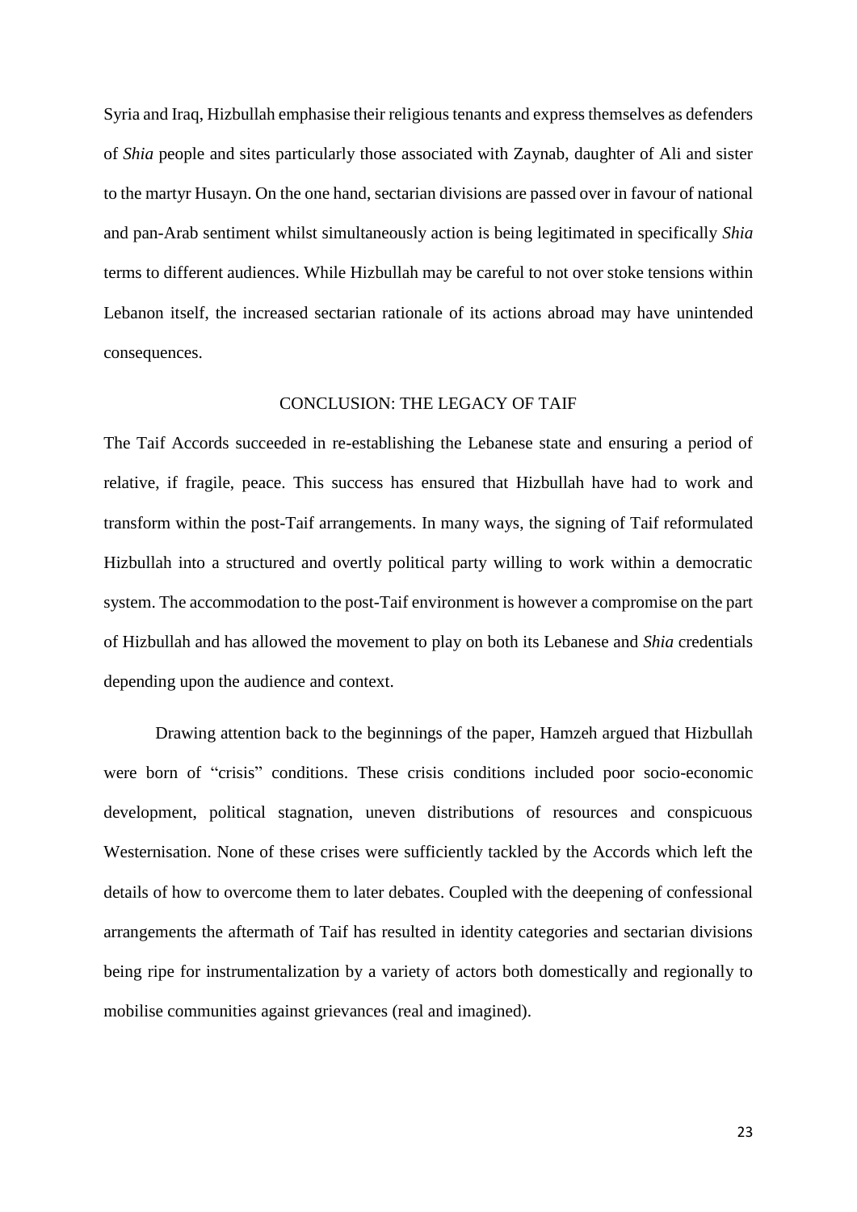Syria and Iraq, Hizbullah emphasise their religious tenants and express themselves as defenders of *Shia* people and sites particularly those associated with Zaynab, daughter of Ali and sister to the martyr Husayn. On the one hand, sectarian divisions are passed over in favour of national and pan-Arab sentiment whilst simultaneously action is being legitimated in specifically *Shia* terms to different audiences. While Hizbullah may be careful to not over stoke tensions within Lebanon itself, the increased sectarian rationale of its actions abroad may have unintended consequences.

## CONCLUSION: THE LEGACY OF TAIF

The Taif Accords succeeded in re-establishing the Lebanese state and ensuring a period of relative, if fragile, peace. This success has ensured that Hizbullah have had to work and transform within the post-Taif arrangements. In many ways, the signing of Taif reformulated Hizbullah into a structured and overtly political party willing to work within a democratic system. The accommodation to the post-Taif environment is however a compromise on the part of Hizbullah and has allowed the movement to play on both its Lebanese and *Shia* credentials depending upon the audience and context.

Drawing attention back to the beginnings of the paper, Hamzeh argued that Hizbullah were born of "crisis" conditions. These crisis conditions included poor socio-economic development, political stagnation, uneven distributions of resources and conspicuous Westernisation. None of these crises were sufficiently tackled by the Accords which left the details of how to overcome them to later debates. Coupled with the deepening of confessional arrangements the aftermath of Taif has resulted in identity categories and sectarian divisions being ripe for instrumentalization by a variety of actors both domestically and regionally to mobilise communities against grievances (real and imagined).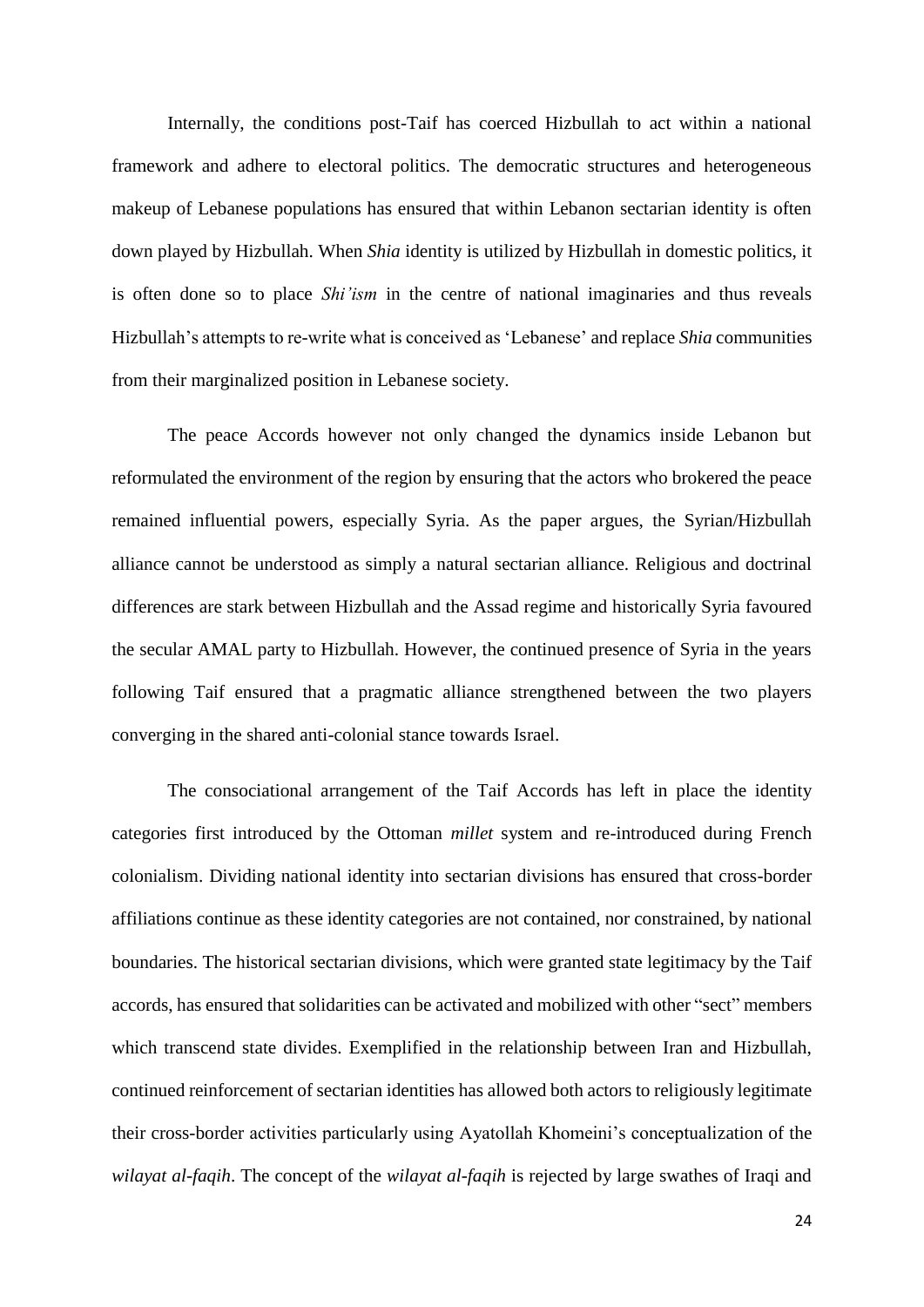Internally, the conditions post-Taif has coerced Hizbullah to act within a national framework and adhere to electoral politics. The democratic structures and heterogeneous makeup of Lebanese populations has ensured that within Lebanon sectarian identity is often down played by Hizbullah. When *Shia* identity is utilized by Hizbullah in domestic politics, it is often done so to place *Shi'ism* in the centre of national imaginaries and thus reveals Hizbullah's attempts to re-write what is conceived as 'Lebanese' and replace *Shia* communities from their marginalized position in Lebanese society.

The peace Accords however not only changed the dynamics inside Lebanon but reformulated the environment of the region by ensuring that the actors who brokered the peace remained influential powers, especially Syria. As the paper argues, the Syrian/Hizbullah alliance cannot be understood as simply a natural sectarian alliance. Religious and doctrinal differences are stark between Hizbullah and the Assad regime and historically Syria favoured the secular AMAL party to Hizbullah. However, the continued presence of Syria in the years following Taif ensured that a pragmatic alliance strengthened between the two players converging in the shared anti-colonial stance towards Israel.

The consociational arrangement of the Taif Accords has left in place the identity categories first introduced by the Ottoman *millet* system and re-introduced during French colonialism. Dividing national identity into sectarian divisions has ensured that cross-border affiliations continue as these identity categories are not contained, nor constrained, by national boundaries. The historical sectarian divisions, which were granted state legitimacy by the Taif accords, has ensured that solidarities can be activated and mobilized with other "sect" members which transcend state divides. Exemplified in the relationship between Iran and Hizbullah, continued reinforcement of sectarian identities has allowed both actors to religiously legitimate their cross-border activities particularly using Ayatollah Khomeini's conceptualization of the *wilayat al-faqih*. The concept of the *wilayat al-faqih* is rejected by large swathes of Iraqi and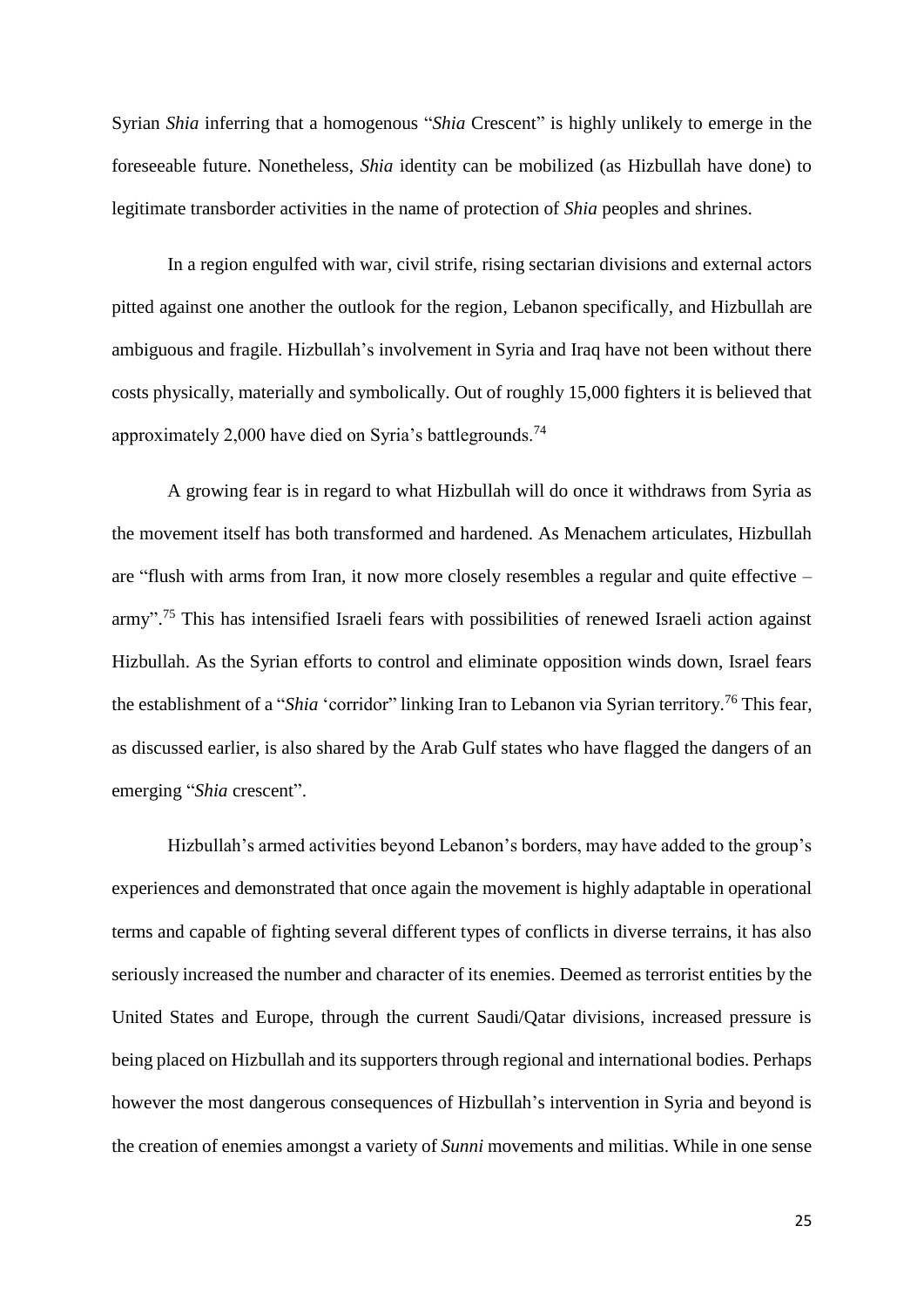Syrian *Shia* inferring that a homogenous "*Shia* Crescent" is highly unlikely to emerge in the foreseeable future. Nonetheless, *Shia* identity can be mobilized (as Hizbullah have done) to legitimate transborder activities in the name of protection of *Shia* peoples and shrines.

In a region engulfed with war, civil strife, rising sectarian divisions and external actors pitted against one another the outlook for the region, Lebanon specifically, and Hizbullah are ambiguous and fragile. Hizbullah's involvement in Syria and Iraq have not been without there costs physically, materially and symbolically. Out of roughly 15,000 fighters it is believed that approximately 2,000 have died on Syria's battlegrounds.[74]

A growing fear is in regard to what Hizbullah will do once it withdraws from Syria as the movement itself has both transformed and hardened. As Menachem articulates, Hizbullah are "flush with arms from Iran, it now more closely resembles a regular and quite effective – army".[75] This has intensified Israeli fears with possibilities of renewed Israeli action against Hizbullah. As the Syrian efforts to control and eliminate opposition winds down, Israel fears the establishment of a "*Shia* 'corridor" linking Iran to Lebanon via Syrian territory.[76] This fear, as discussed earlier, is also shared by the Arab Gulf states who have flagged the dangers of an emerging "*Shia* crescent".

Hizbullah's armed activities beyond Lebanon's borders, may have added to the group's experiences and demonstrated that once again the movement is highly adaptable in operational terms and capable of fighting several different types of conflicts in diverse terrains, it has also seriously increased the number and character of its enemies. Deemed as terrorist entities by the United States and Europe, through the current Saudi/Qatar divisions, increased pressure is being placed on Hizbullah and its supporters through regional and international bodies. Perhaps however the most dangerous consequences of Hizbullah's intervention in Syria and beyond is the creation of enemies amongst a variety of *Sunni* movements and militias. While in one sense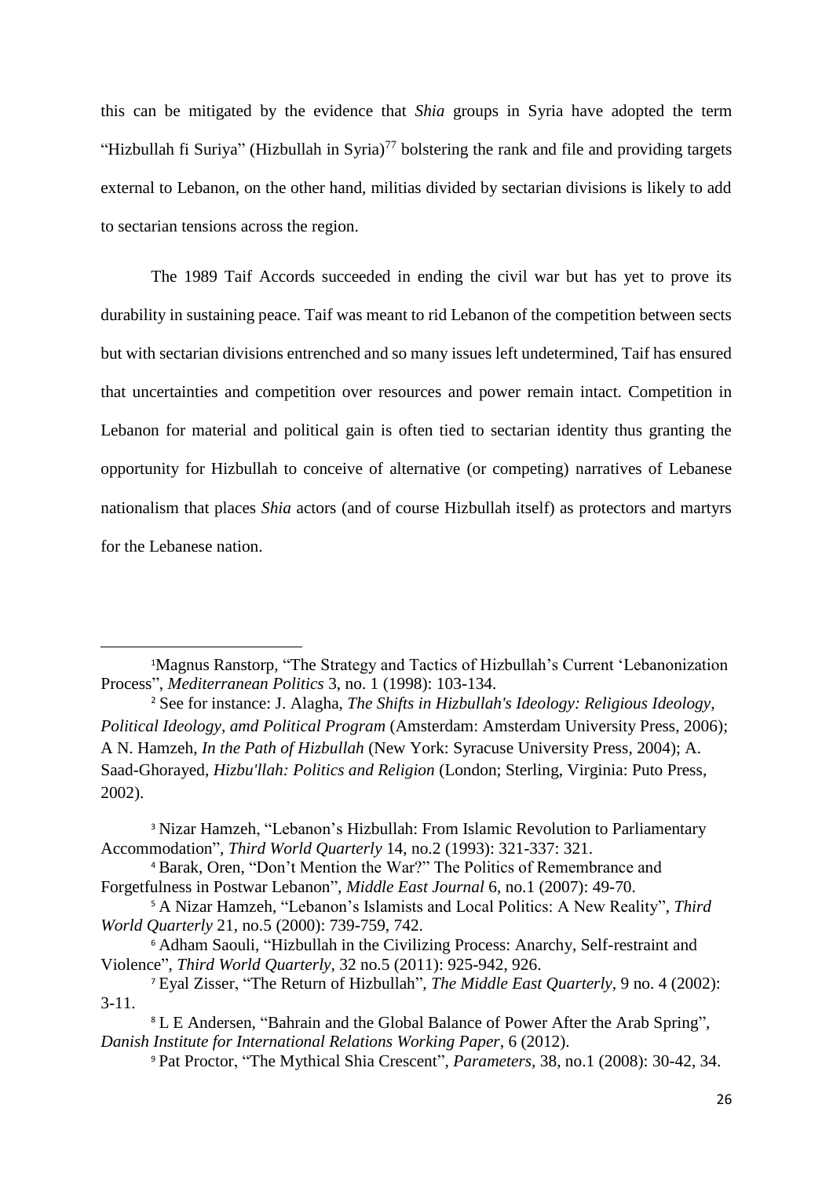this can be mitigated by the evidence that *Shia* groups in Syria have adopted the term "Hizbullah fi Suriya" (Hizbullah in Syria)[77] bolstering the rank and file and providing targets external to Lebanon, on the other hand, militias divided by sectarian divisions is likely to add to sectarian tensions across the region.

The 1989 Taif Accords succeeded in ending the civil war but has yet to prove its durability in sustaining peace. Taif was meant to rid Lebanon of the competition between sects but with sectarian divisions entrenched and so many issues left undetermined, Taif has ensured that uncertainties and competition over resources and power remain intact. Competition in Lebanon for material and political gain is often tied to sectarian identity thus granting the opportunity for Hizbullah to conceive of alternative (or competing) narratives of Lebanese nationalism that places *Shia* actors (and of course Hizbullah itself) as protectors and martyrs for the Lebanese nation.

---

[1]Magnus Ranstorp, "The Strategy and Tactics of Hizbullah's Current 'Lebanonization Process", *Mediterranean Politics* 3, no. 1 (1998): 103-134.

[2] See for instance: J. Alagha, *The Shifts in Hizbullah's Ideology: Religious Ideology, Political Ideology, amd Political Program* (Amsterdam: Amsterdam University Press, 2006); A N. Hamzeh, *In the Path of Hizbullah* (New York: Syracuse University Press, 2004); A. Saad-Ghorayed, *Hizbu'llah: Politics and Religion* (London; Sterling, Virginia: Puto Press, 2002).

[3] Nizar Hamzeh, "Lebanon's Hizbullah: From Islamic Revolution to Parliamentary Accommodation", *Third World Quarterly* 14, no.2 (1993): 321-337: 321.

[4] Barak, Oren, "Don't Mention the War?" The Politics of Remembrance and Forgetfulness in Postwar Lebanon", *Middle East Journal* 6, no.1 (2007): 49-70.

[5] A Nizar Hamzeh, "Lebanon's Islamists and Local Politics: A New Reality", *Third World Quarterly* 21, no.5 (2000): 739-759, 742.

[6] Adham Saouli, "Hizbullah in the Civilizing Process: Anarchy, Self-restraint and Violence", *Third World Quarterly*, 32 no.5 (2011): 925-942, 926.

[7] Eyal Zisser, "The Return of Hizbullah", *The Middle East Quarterly*, 9 no. 4 (2002): 3-11.

[8] L E Andersen, "Bahrain and the Global Balance of Power After the Arab Spring", *Danish Institute for International Relations Working Paper*, 6 (2012).

[9] Pat Proctor, "The Mythical Shia Crescent", *Parameters*, 38, no.1 (2008): 30-42, 34.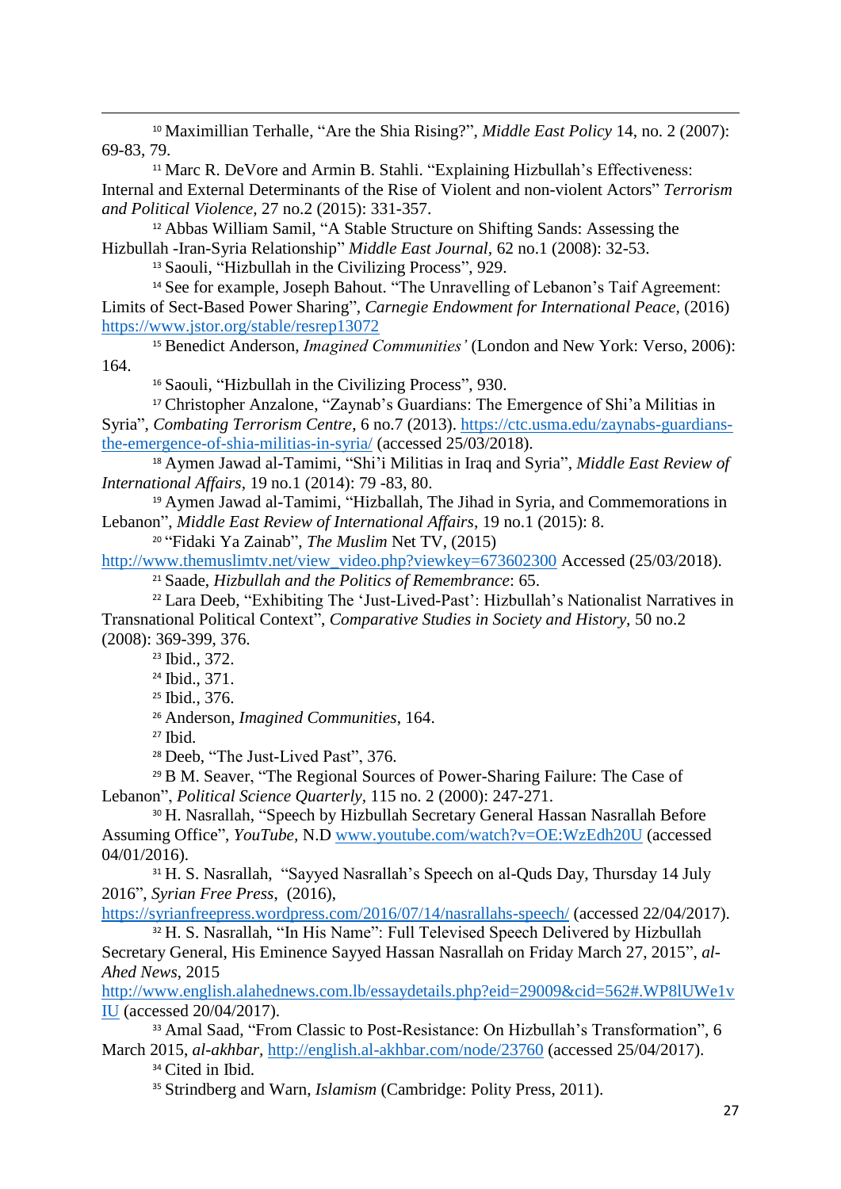[10] Maximillian Terhalle, "Are the Shia Rising?", *Middle East Policy* 14, no. 2 (2007): 69-83, 79.

[11] Marc R. DeVore and Armin B. Stahli. "Explaining Hizbullah's Effectiveness: Internal and External Determinants of the Rise of Violent and non-violent Actors" *Terrorism and Political Violence,* 27 no.2 (2015): 331-357.

[12] Abbas William Samil, "A Stable Structure on Shifting Sands: Assessing the Hizbullah -Iran-Syria Relationship" *Middle East Journal,* 62 no.1 (2008): 32-53.

[13] Saouli, "Hizbullah in the Civilizing Process", 929.

[14] See for example, Joseph Bahout. "The Unravelling of Lebanon's Taif Agreement: Limits of Sect-Based Power Sharing", *Carnegie Endowment for International Peace,* (2016) https://www.jstor.org/stable/resrep13072

[15] Benedict Anderson, *Imagined Communities'* (London and New York: Verso, 2006): 164.

[16] Saouli, "Hizbullah in the Civilizing Process", 930.

[17] Christopher Anzalone, "Zaynab's Guardians: The Emergence of Shi'a Militias in Syria", *Combating Terrorism Centre*, 6 no.7 (2013). https://ctc.usma.edu/zaynabs-guardians-the-emergence-of-shia-militias-in-syria/ (accessed 25/03/2018).

[18] Aymen Jawad al-Tamimi, "Shi'i Militias in Iraq and Syria", *Middle East Review of International Affairs*, 19 no.1 (2014): 79 -83, 80.

[19] Aymen Jawad al-Tamimi, "Hizballah, The Jihad in Syria, and Commemorations in Lebanon", *Middle East Review of International Affairs*, 19 no.1 (2015): 8.

[20] "Fidaki Ya Zainab", *The Muslim* Net TV, (2015) http://www.themuslimtv.net/view_video.php?viewkey=673602300 Accessed (25/03/2018).

[21] Saade, *Hizbullah and the Politics of Remembrance*: 65.

[22] Lara Deeb, "Exhibiting The 'Just-Lived-Past': Hizbullah's Nationalist Narratives in Transnational Political Context", *Comparative Studies in Society and History,* 50 no.2 (2008): 369-399, 376.

[23] Ibid., 372.

[24] Ibid., 371.

[25] Ibid., 376.

[26] Anderson, *Imagined Communities*, 164.

[27] Ibid.

[28] Deeb, "The Just-Lived Past", 376.

[29] B M. Seaver, "The Regional Sources of Power-Sharing Failure: The Case of Lebanon", *Political Science Quarterly,* 115 no. 2 (2000): 247-271.

[30] H. Nasrallah, "Speech by Hizbullah Secretary General Hassan Nasrallah Before Assuming Office", *YouTube,* N.D www.youtube.com/watch?v=OE:WzEdh20U (accessed 04/01/2016).

[31] H. S. Nasrallah, "Sayyed Nasrallah's Speech on al-Quds Day, Thursday 14 July 2016", *Syrian Free Press*, (2016), https://syrianfreepress.wordpress.com/2016/07/14/nasrallahs-speech/ (accessed 22/04/2017).

[32] H. S. Nasrallah, "In His Name": Full Televised Speech Delivered by Hizbullah Secretary General, His Eminence Sayyed Hassan Nasrallah on Friday March 27, 2015", *al-Ahed News*, 2015 http://www.english.alahednews.com.lb/essaydetails.php?eid=29009&cid=562#.WP8lUWe1vIU (accessed 20/04/2017).

[33] Amal Saad, "From Classic to Post-Resistance: On Hizbullah's Transformation", 6 March 2015, *al-akhbar*, http://english.al-akhbar.com/node/23760 (accessed 25/04/2017).

[34] Cited in Ibid.

[35] Strindberg and Warn, *Islamism* (Cambridge: Polity Press, 2011).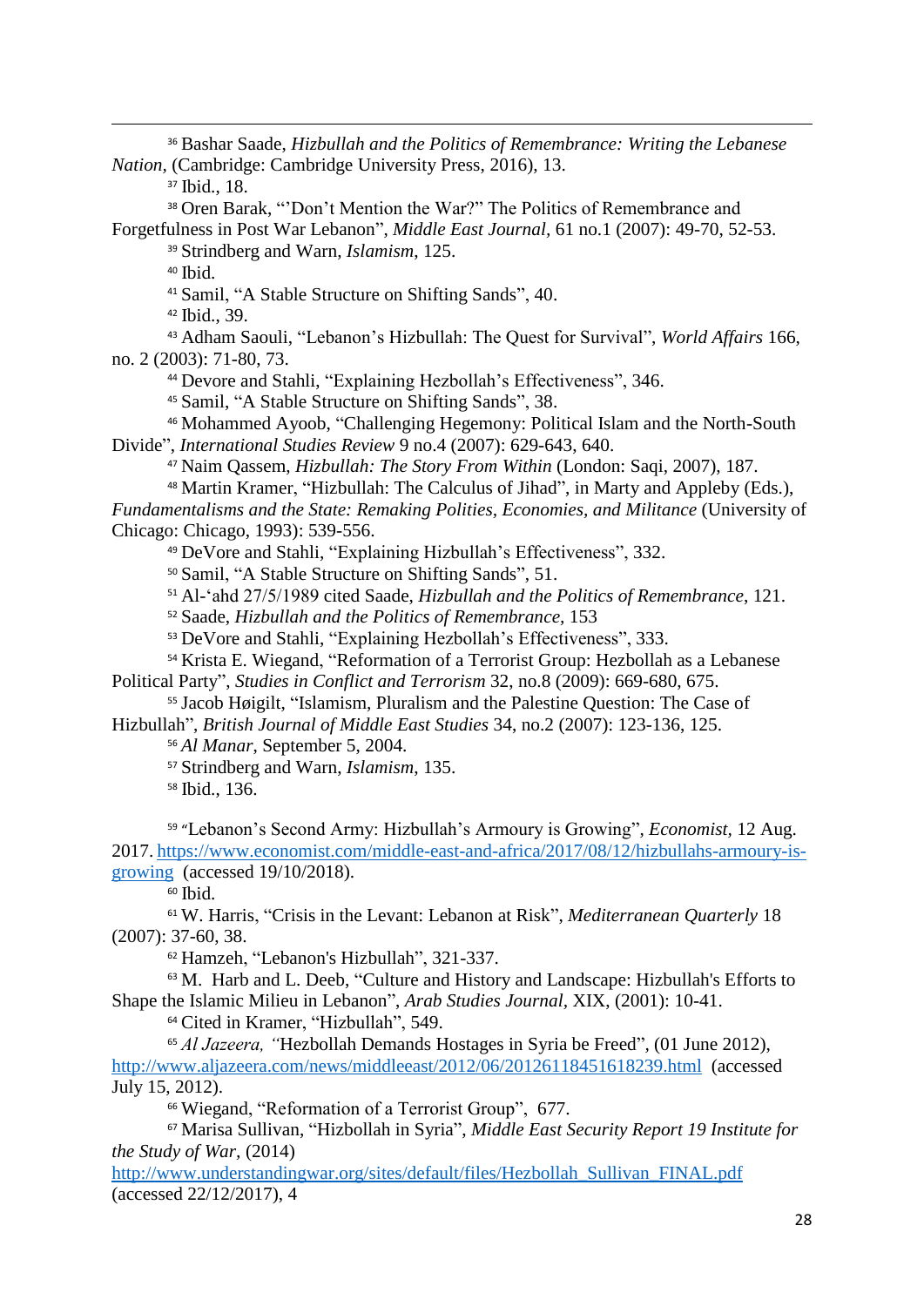[36] Bashar Saade, *Hizbullah and the Politics of Remembrance: Writing the Lebanese Nation*, (Cambridge: Cambridge University Press, 2016), 13.

[37] Ibid., 18.

[38] Oren Barak, "'Don't Mention the War?" The Politics of Remembrance and Forgetfulness in Post War Lebanon", *Middle East Journal*, 61 no.1 (2007): 49-70, 52-53.

[39] Strindberg and Warn, *Islamism*, 125.

[40] Ibid.

[41] Samil, "A Stable Structure on Shifting Sands", 40.

[42] Ibid., 39.

[43] Adham Saouli, "Lebanon's Hizbullah: The Quest for Survival", *World Affairs* 166, no. 2 (2003): 71-80, 73.

[44] Devore and Stahli, "Explaining Hezbollah's Effectiveness", 346.

[45] Samil, "A Stable Structure on Shifting Sands", 38.

[46] Mohammed Ayoob, "Challenging Hegemony: Political Islam and the North-South Divide", *International Studies Review* 9 no.4 (2007): 629-643, 640.

[47] Naim Qassem, *Hizbullah: The Story From Within* (London: Saqi, 2007), 187.

[48] Martin Kramer, "Hizbullah: The Calculus of Jihad", in Marty and Appleby (Eds.), *Fundamentalisms and the State: Remaking Polities, Economies, and Militance* (University of Chicago: Chicago, 1993): 539-556.

[49] DeVore and Stahli, "Explaining Hizbullah's Effectiveness", 332.

[50] Samil, "A Stable Structure on Shifting Sands", 51.

[51] Al-'ahd 27/5/1989 cited Saade, *Hizbullah and the Politics of Remembrance*, 121.

[52] Saade, *Hizbullah and the Politics of Remembrance*, 153

[53] DeVore and Stahli, "Explaining Hezbollah's Effectiveness", 333.

[54] Krista E. Wiegand, "Reformation of a Terrorist Group: Hezbollah as a Lebanese Political Party", *Studies in Conflict and Terrorism* 32, no.8 (2009): 669-680, 675.

[55] Jacob Høigilt, "Islamism, Pluralism and the Palestine Question: The Case of Hizbullah", *British Journal of Middle East Studies* 34, no.2 (2007): 123-136, 125.

[56] *Al Manar*, September 5, 2004.

[57] Strindberg and Warn, *Islamism*, 135.

[58] Ibid., 136.

[59] "Lebanon's Second Army: Hizbullah's Armoury is Growing", *Economist*, 12 Aug. 2017. https://www.economist.com/middle-east-and-africa/2017/08/12/hizbullahs-armoury-is-growing (accessed 19/10/2018).

[60] Ibid.

[61] W. Harris, "Crisis in the Levant: Lebanon at Risk", *Mediterranean Quarterly* 18 (2007): 37-60, 38.

[62] Hamzeh, "Lebanon's Hizbullah", 321-337.

[63] M. Harb and L. Deeb, "Culture and History and Landscape: Hizbullah's Efforts to Shape the Islamic Milieu in Lebanon", *Arab Studies Journal*, XIX, (2001): 10-41.

[64] Cited in Kramer, "Hizbullah", 549.

[65] *Al Jazeera*, "Hezbollah Demands Hostages in Syria be Freed", (01 June 2012), http://www.aljazeera.com/news/middleeast/2012/06/20126118451618239.html (accessed July 15, 2012).

[66] Wiegand, "Reformation of a Terrorist Group", 677.

[67] Marisa Sullivan, "Hizbollah in Syria", *Middle East Security Report 19 Institute for the Study of War*, (2014) http://www.understandingwar.org/sites/default/files/Hezbollah_Sullivan_FINAL.pdf (accessed 22/12/2017), 4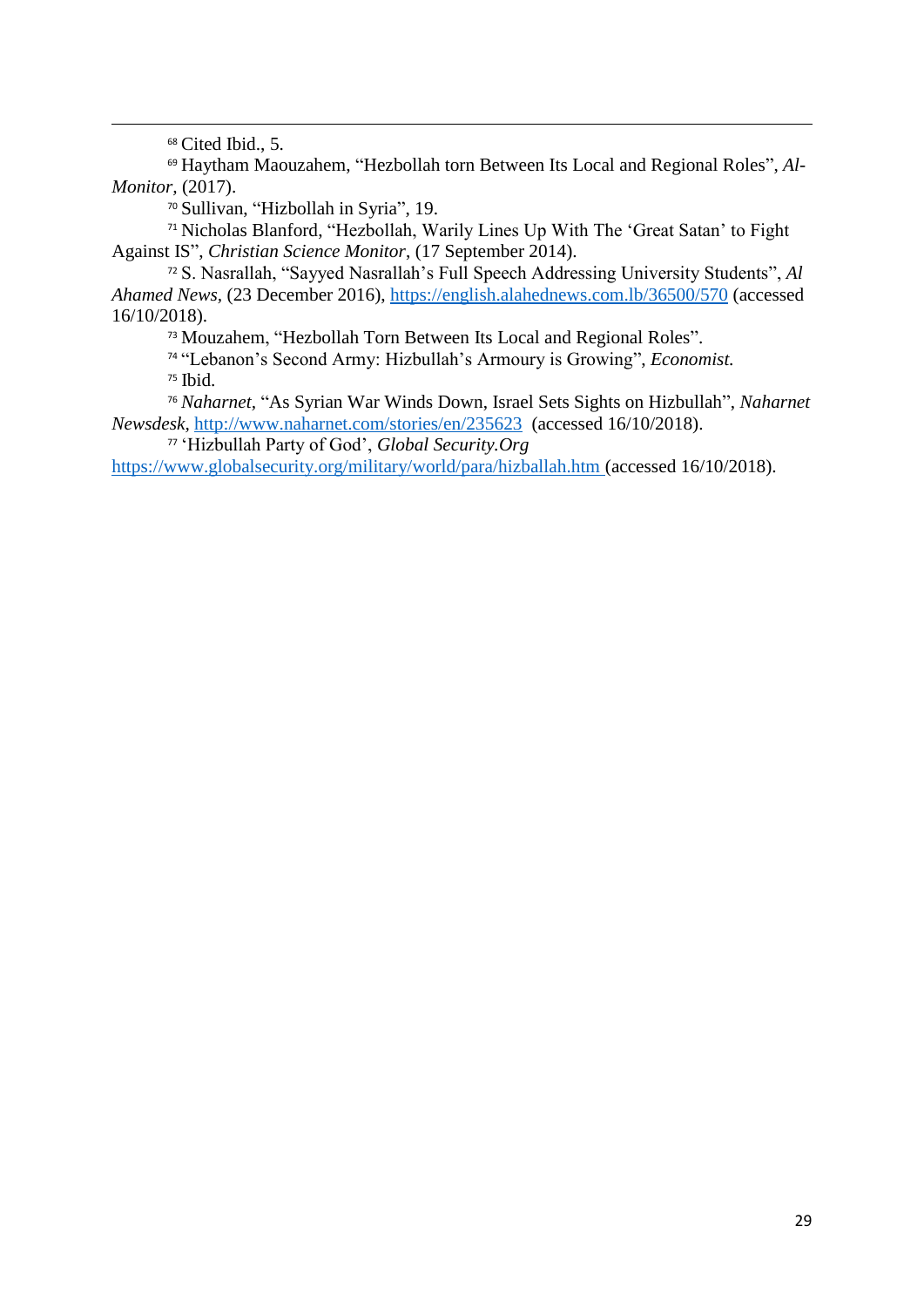[68] Cited Ibid., 5.

[69] Haytham Maouzahem, “Hezbollah torn Between Its Local and Regional Roles”, *Al-Monitor*, (2017).

[70] Sullivan, “Hizbollah in Syria”, 19.

[71] Nicholas Blanford, “Hezbollah, Warily Lines Up With The ‘Great Satan’ to Fight Against IS”, *Christian Science Monitor*, (17 September 2014).

[72] S. Nasrallah, “Sayyed Nasrallah’s Full Speech Addressing University Students”, *Al Ahamed News*, (23 December 2016), https://english.alahednews.com.lb/36500/570 (accessed 16/10/2018).

[73] Mouzahem, “Hezbollah Torn Between Its Local and Regional Roles”.

[74] “Lebanon’s Second Army: Hizbullah’s Armoury is Growing”, *Economist.*

[75] Ibid.

[76] *Naharnet*, “As Syrian War Winds Down, Israel Sets Sights on Hizbullah”, *Naharnet Newsdesk*, http://www.naharnet.com/stories/en/235623 (accessed 16/10/2018).

[77] ‘Hizbullah Party of God’, *Global Security.Org* https://www.globalsecurity.org/military/world/para/hizballah.htm (accessed 16/10/2018).